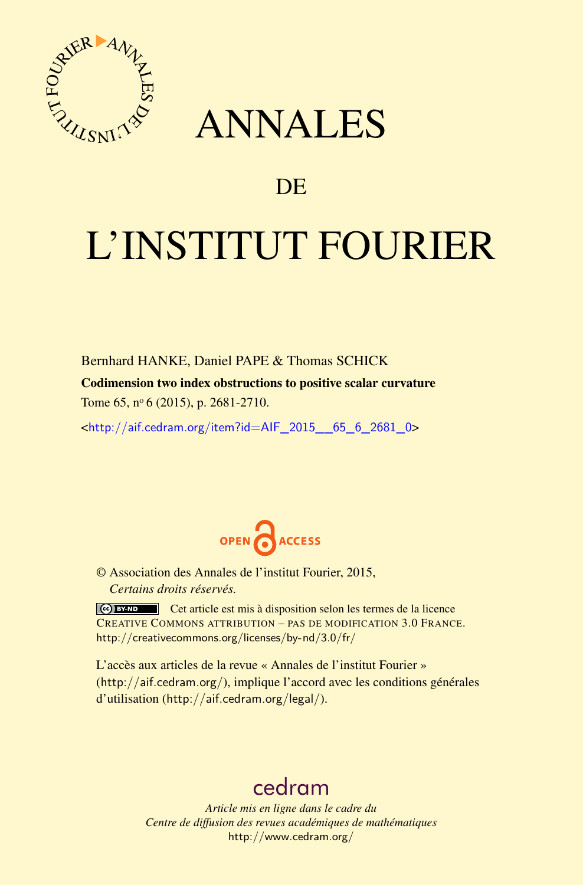# ANNALES

## DE

# L'INSTITUT FOURIER

Bernhard HANKE, Daniel PAPE & Thomas SCHICK

**Codimension two index obstructions to positive scalar curvature**

Tome 65, nº 6 (2015), p. 2681-2710.

<http://aif.cedram.org/item?id=AIF_2015__65_6_2681_0>

OPEN ACCESS

© Association des Annales de l'institut Fourier, 2015,
*Certains droits réservés.*

Cet article est mis à disposition selon les termes de la licence CREATIVE COMMONS ATTRIBUTION – PAS DE MODIFICATION 3.0 FRANCE.
http://creativecommons.org/licenses/by-nd/3.0/fr/

L'accès aux articles de la revue « Annales de l'institut Fourier » (http://aif.cedram.org/), implique l'accord avec les conditions générales d'utilisation (http://aif.cedram.org/legal/).

cedram

*Article mis en ligne dans le cadre du*
*Centre de diffusion des revues académiques de mathématiques*
http://www.cedram.org/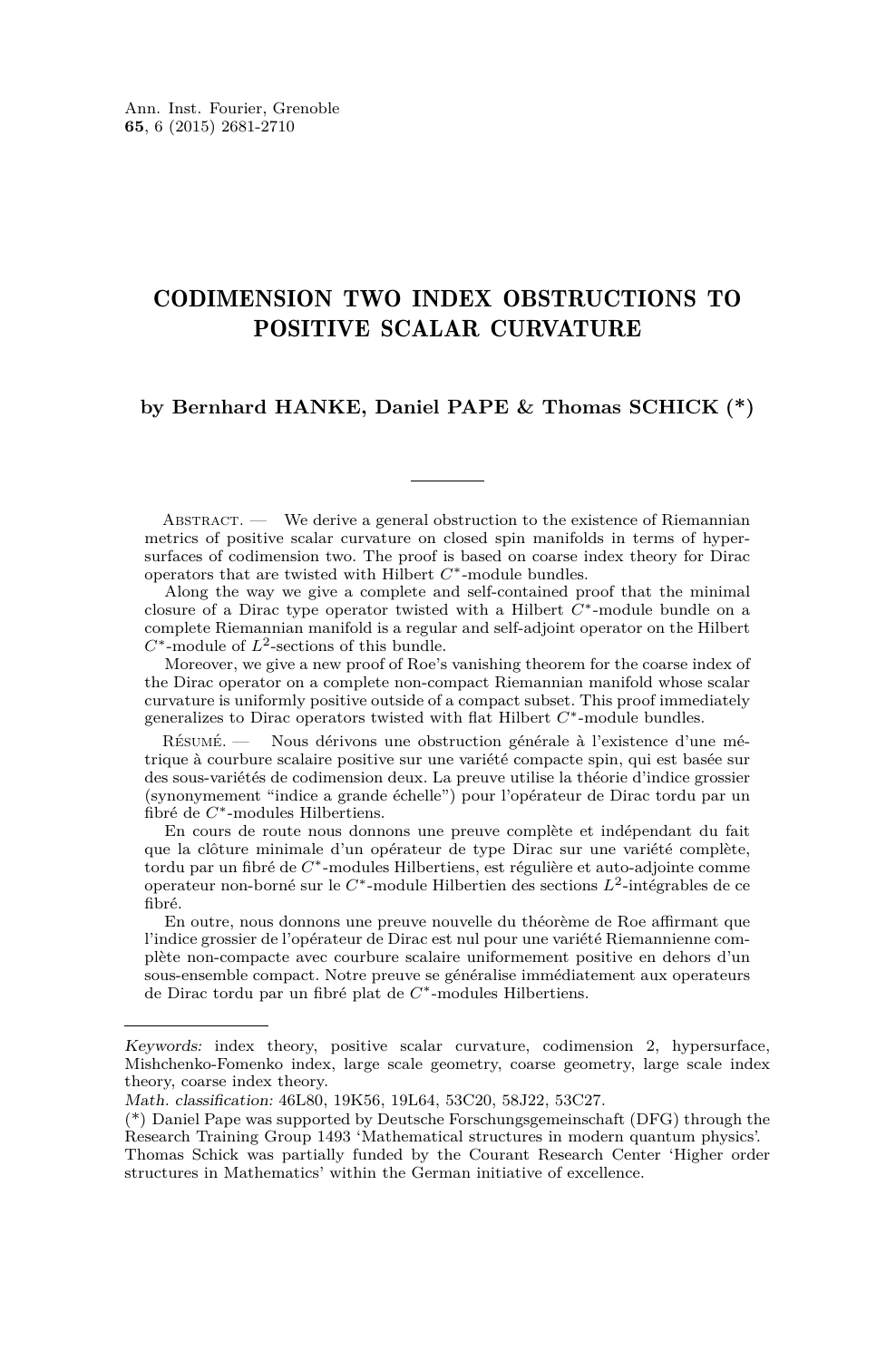Ann. Inst. Fourier, Grenoble
**65**, 6 (2015) 2681-2710

# CODIMENSION TWO INDEX OBSTRUCTIONS TO POSITIVE SCALAR CURVATURE

### by Bernhard HANKE, Daniel PAPE & Thomas SCHICK (*)

---

Abstract. — We derive a general obstruction to the existence of Riemannian metrics of positive scalar curvature on closed spin manifolds in terms of hypersurfaces of codimension two. The proof is based on coarse index theory for Dirac operators that are twisted with Hilbert $C^*$-module bundles.

Along the way we give a complete and self-contained proof that the minimal closure of a Dirac type operator twisted with a Hilbert $C^*$-module bundle on a complete Riemannian manifold is a regular and self-adjoint operator on the Hilbert $C^*$-module of $L^2$-sections of this bundle.

Moreover, we give a new proof of Roe's vanishing theorem for the coarse index of the Dirac operator on a complete non-compact Riemannian manifold whose scalar curvature is uniformly positive outside of a compact subset. This proof immediately generalizes to Dirac operators twisted with flat Hilbert $C^*$-module bundles.

Résumé. — Nous dérivons une obstruction générale à l'existence d'une métrique à courbure scalaire positive sur une variété compacte spin, qui est basée sur des sous-variétés de codimension deux. La preuve utilise la théorie d'indice grossier (synonymement "indice a grande échelle") pour l'opérateur de Dirac tordu par un fibré de $C^*$-modules Hilbertiens.

En cours de route nous donnons une preuve complète et indépendant du fait que la clôture minimale d'un opérateur de type Dirac sur une variété complète, tordu par un fibré de $C^*$-modules Hilbertiens, est régulière et auto-adjointe comme operateur non-borné sur le $C^*$-module Hilbertien des sections $L^2$-intégrables de ce fibré.

En outre, nous donnons une preuve nouvelle du théorème de Roe affirmant que l'indice grossier de l'opérateur de Dirac est nul pour une variété Riemannienne complète non-compacte avec courbure scalaire uniformement positive en dehors d'un sous-ensemble compact. Notre preuve se généralise immédiatement aux operateurs de Dirac tordu par un fibré plat de $C^*$-modules Hilbertiens.

---

*Keywords:* index theory, positive scalar curvature, codimension 2, hypersurface, Mishchenko-Fomenko index, large scale geometry, coarse geometry, large scale index theory, coarse index theory.

*Math. classification:* 46L80, 19K56, 19L64, 53C20, 58J22, 53C27.

(*) Daniel Pape was supported by Deutsche Forschungsgemeinschaft (DFG) through the Research Training Group 1493 'Mathematical structures in modern quantum physics'. Thomas Schick was partially funded by the Courant Research Center 'Higher order structures in Mathematics' within the German initiative of excellence.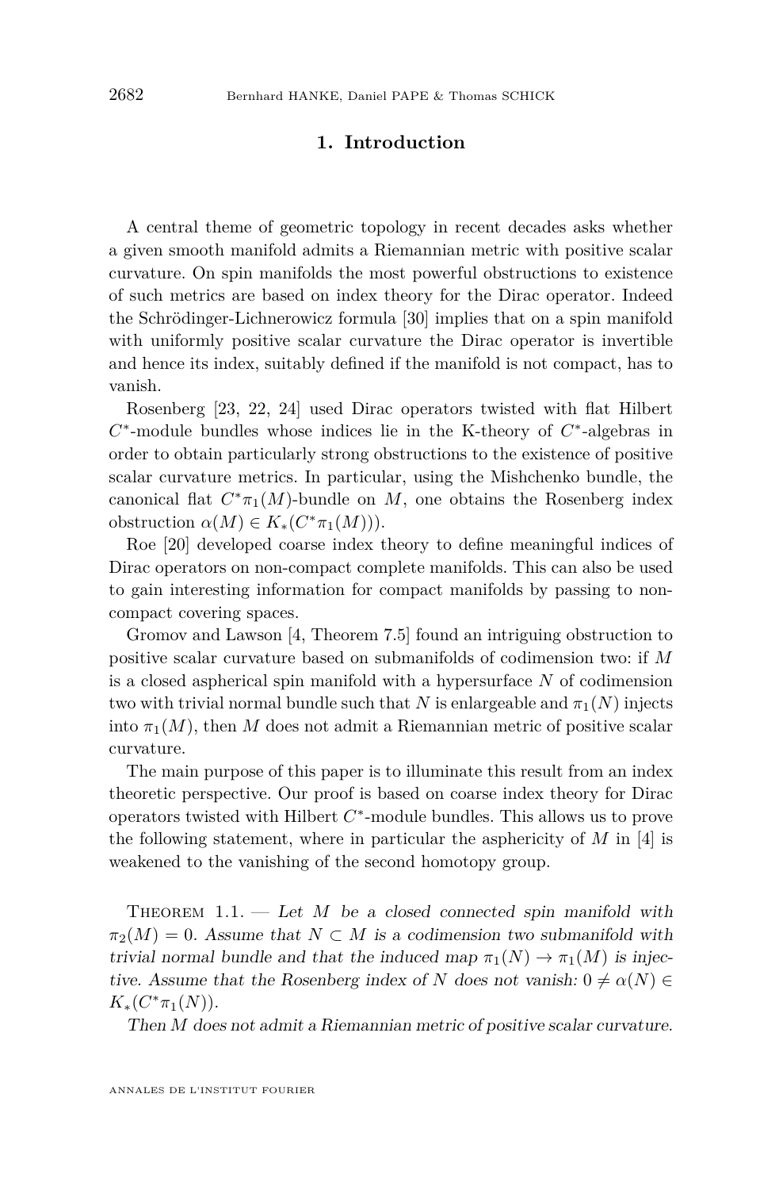## 1. Introduction

A central theme of geometric topology in recent decades asks whether a given smooth manifold admits a Riemannian metric with positive scalar curvature. On spin manifolds the most powerful obstructions to existence of such metrics are based on index theory for the Dirac operator. Indeed the Schrödinger-Lichnerowicz formula [30] implies that on a spin manifold with uniformly positive scalar curvature the Dirac operator is invertible and hence its index, suitably defined if the manifold is not compact, has to vanish.

Rosenberg [23, 22, 24] used Dirac operators twisted with flat Hilbert $C^*$-module bundles whose indices lie in the K-theory of $C^*$-algebras in order to obtain particularly strong obstructions to the existence of positive scalar curvature metrics. In particular, using the Mishchenko bundle, the canonical flat $C^*\pi_1(M)$-bundle on $M$, one obtains the Rosenberg index obstruction $\alpha(M) \in K_*(C^*\pi_1(M)))$.

Roe [20] developed coarse index theory to define meaningful indices of Dirac operators on non-compact complete manifolds. This can also be used to gain interesting information for compact manifolds by passing to non-compact covering spaces.

Gromov and Lawson [4, Theorem 7.5] found an intriguing obstruction to positive scalar curvature based on submanifolds of codimension two: if $M$ is a closed aspherical spin manifold with a hypersurface $N$ of codimension two with trivial normal bundle such that $N$ is enlargeable and $\pi_1(N)$ injects into $\pi_1(M)$, then $M$ does not admit a Riemannian metric of positive scalar curvature.

The main purpose of this paper is to illuminate this result from an index theoretic perspective. Our proof is based on coarse index theory for Dirac operators twisted with Hilbert $C^*$-module bundles. This allows us to prove the following statement, where in particular the asphericity of $M$ in [4] is weakened to the vanishing of the second homotopy group.

Theorem 1.1. — *Let $M$ be a closed connected spin manifold with $\pi_2(M) = 0$. Assume that $N \subset M$ is a codimension two submanifold with trivial normal bundle and that the induced map $\pi_1(N) \to \pi_1(M)$ is injective. Assume that the Rosenberg index of $N$ does not vanish: $0 \neq \alpha(N) \in K_*(C^*\pi_1(N))$.*

*Then $M$ does not admit a Riemannian metric of positive scalar curvature.*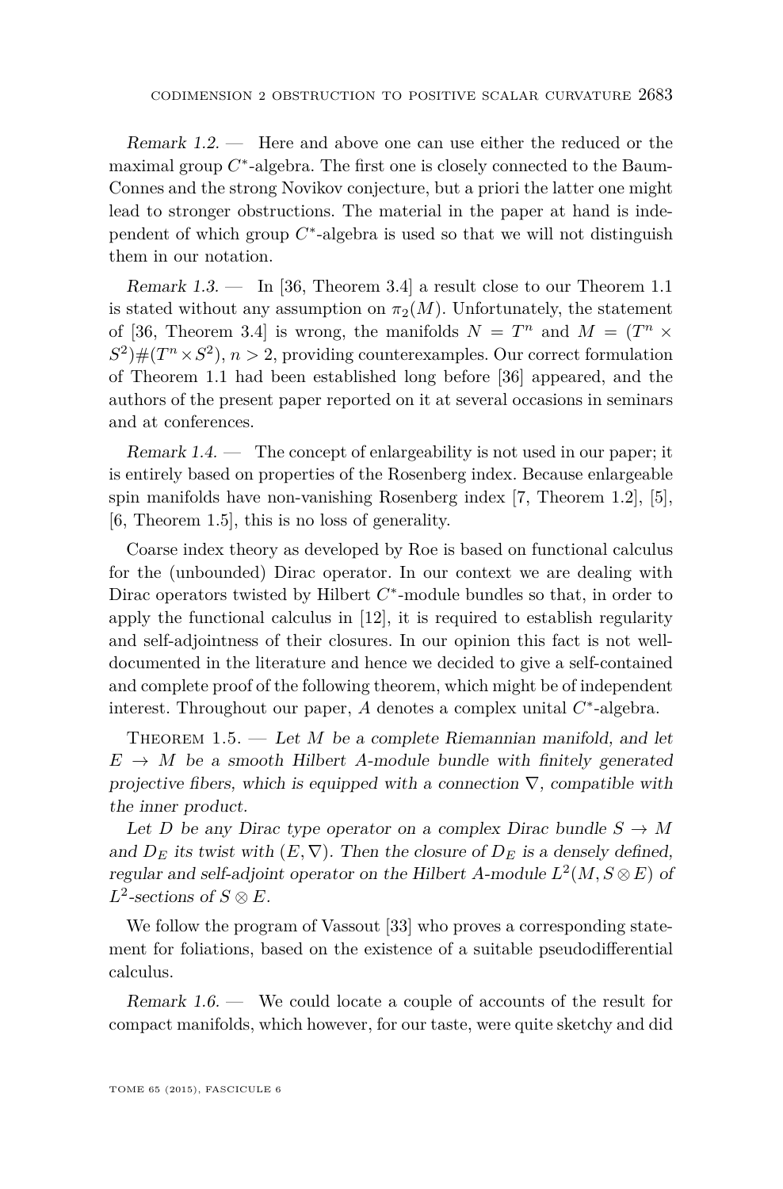*Remark 1.2.* — Here and above one can use either the reduced or the maximal group $C^*$-algebra. The first one is closely connected to the Baum-Connes and the strong Novikov conjecture, but a priori the latter one might lead to stronger obstructions. The material in the paper at hand is independent of which group $C^*$-algebra is used so that we will not distinguish them in our notation.

*Remark 1.3.* — In [36, Theorem 3.4] a result close to our Theorem 1.1 is stated without any assumption on $\pi_2(M)$. Unfortunately, the statement of [36, Theorem 3.4] is wrong, the manifolds $N = T^n$ and $M = (T^n \times S^2)\#(T^n \times S^2)$, $n > 2$, providing counterexamples. Our correct formulation of Theorem 1.1 had been established long before [36] appeared, and the authors of the present paper reported on it at several occasions in seminars and at conferences.

*Remark 1.4.* — The concept of enlargeability is not used in our paper; it is entirely based on properties of the Rosenberg index. Because enlargeable spin manifolds have non-vanishing Rosenberg index [7, Theorem 1.2], [5], [6, Theorem 1.5], this is no loss of generality.

Coarse index theory as developed by Roe is based on functional calculus for the (unbounded) Dirac operator. In our context we are dealing with Dirac operators twisted by Hilbert $C^*$-module bundles so that, in order to apply the functional calculus in [12], it is required to establish regularity and self-adjointness of their closures. In our opinion this fact is not well-documented in the literature and hence we decided to give a self-contained and complete proof of the following theorem, which might be of independent interest. Throughout our paper, $A$ denotes a complex unital $C^*$-algebra.

Theorem 1.5. — *Let $M$ be a complete Riemannian manifold, and let $E \to M$ be a smooth Hilbert $A$-module bundle with finitely generated projective fibers, which is equipped with a connection $\nabla$, compatible with the inner product.*

*Let $D$ be any Dirac type operator on a complex Dirac bundle $S \to M$ and $D_E$ its twist with $(E, \nabla)$. Then the closure of $D_E$ is a densely defined, regular and self-adjoint operator on the Hilbert $A$-module $L^2(M, S \otimes E)$ of $L^2$-sections of $S \otimes E$.*

We follow the program of Vassout [33] who proves a corresponding statement for foliations, based on the existence of a suitable pseudodifferential calculus.

*Remark 1.6.* — We could locate a couple of accounts of the result for compact manifolds, which however, for our taste, were quite sketchy and did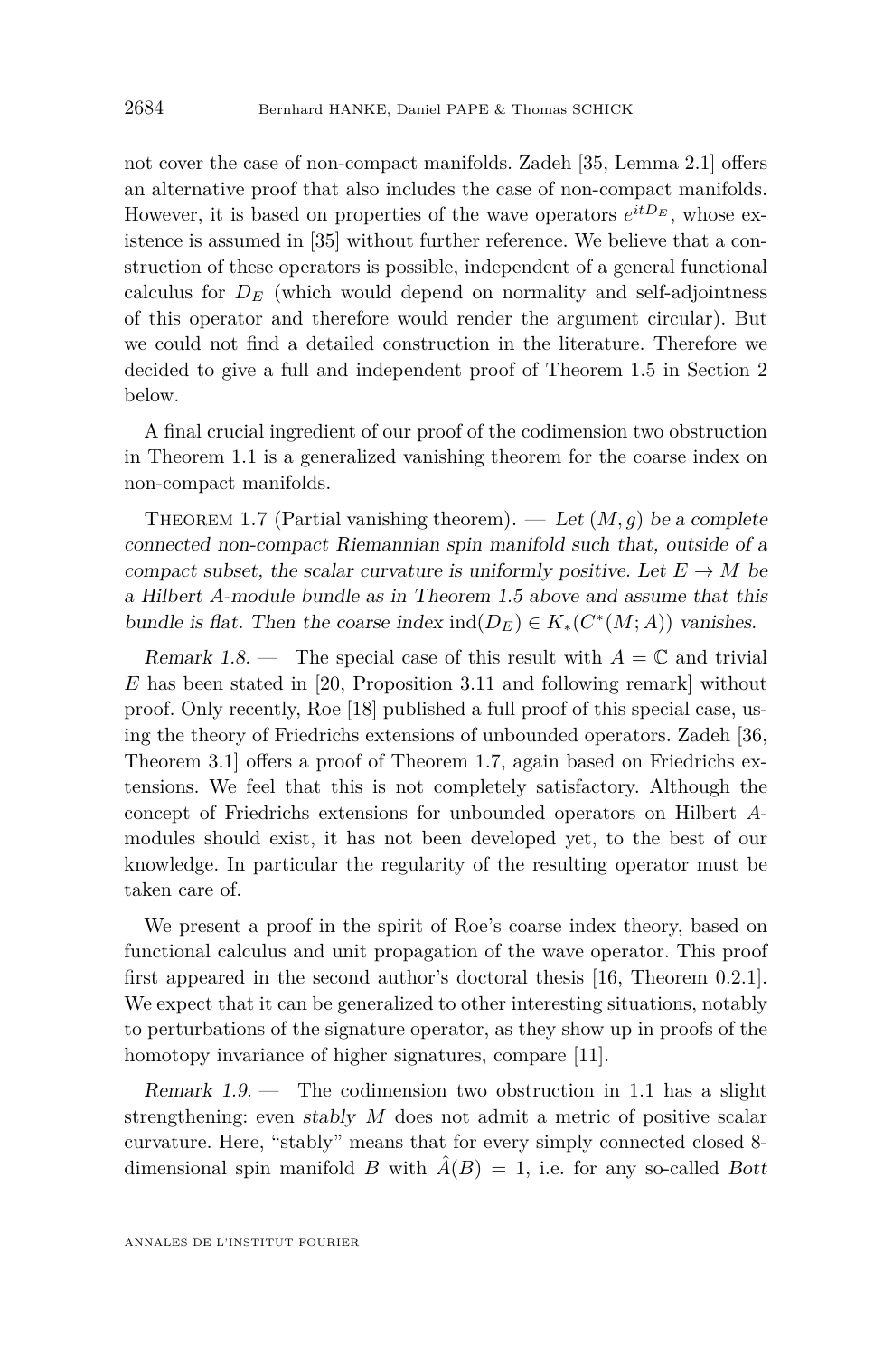not cover the case of non-compact manifolds. Zadeh [35, Lemma 2.1] offers an alternative proof that also includes the case of non-compact manifolds. However, it is based on properties of the wave operators $e^{itD_E}$, whose existence is assumed in [35] without further reference. We believe that a construction of these operators is possible, independent of a general functional calculus for $D_E$ (which would depend on normality and self-adjointness of this operator and therefore would render the argument circular). But we could not find a detailed construction in the literature. Therefore we decided to give a full and independent proof of Theorem 1.5 in Section 2 below.

A final crucial ingredient of our proof of the codimension two obstruction in Theorem 1.1 is a generalized vanishing theorem for the coarse index on non-compact manifolds.

Theorem 1.7 (Partial vanishing theorem). — *Let $(M, g)$ be a complete connected non-compact Riemannian spin manifold such that, outside of a compact subset, the scalar curvature is uniformly positive. Let $E \to M$ be a Hilbert $A$-module bundle as in Theorem 1.5 above and assume that this bundle is flat. Then the coarse index* $\operatorname{ind}(D_E) \in K_*(C^*(M; A))$ *vanishes.*

*Remark 1.8.* — The special case of this result with $A = \mathbb{C}$ and trivial $E$ has been stated in [20, Proposition 3.11 and following remark] without proof. Only recently, Roe [18] published a full proof of this special case, using the theory of Friedrichs extensions of unbounded operators. Zadeh [36, Theorem 3.1] offers a proof of Theorem 1.7, again based on Friedrichs extensions. We feel that this is not completely satisfactory. Although the concept of Friedrichs extensions for unbounded operators on Hilbert $A$-modules should exist, it has not been developed yet, to the best of our knowledge. In particular the regularity of the resulting operator must be taken care of.

We present a proof in the spirit of Roe's coarse index theory, based on functional calculus and unit propagation of the wave operator. This proof first appeared in the second author's doctoral thesis [16, Theorem 0.2.1]. We expect that it can be generalized to other interesting situations, notably to perturbations of the signature operator, as they show up in proofs of the homotopy invariance of higher signatures, compare [11].

*Remark 1.9.* — The codimension two obstruction in 1.1 has a slight strengthening: even *stably* $M$ does not admit a metric of positive scalar curvature. Here, "stably" means that for every simply connected closed 8-dimensional spin manifold $B$ with $\hat{A}(B) = 1$, i.e. for any so-called *Bott*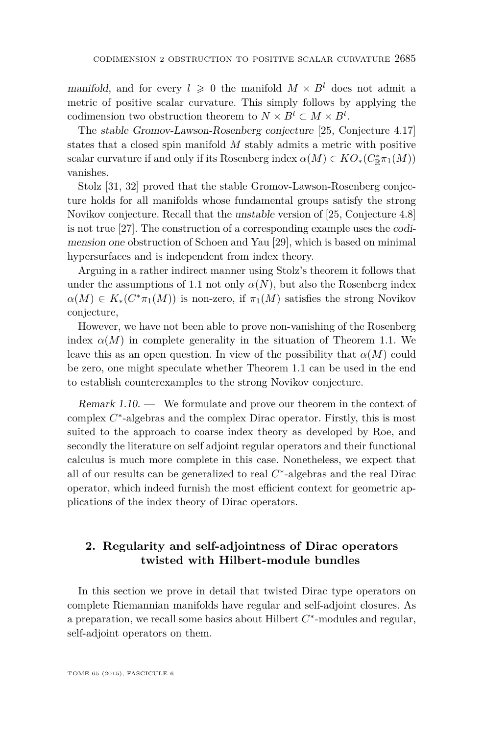*manifold*, and for every $l \geqslant 0$ the manifold $M \times B^l$ does not admit a metric of positive scalar curvature. This simply follows by applying the codimension two obstruction theorem to $N \times B^l \subset M \times B^l$.

The *stable Gromov-Lawson-Rosenberg conjecture* [25, Conjecture 4.17] states that a closed spin manifold $M$ stably admits a metric with positive scalar curvature if and only if its Rosenberg index $\alpha(M) \in KO_*(C^*_{\mathbb{R}}\pi_1(M))$ vanishes.

Stolz [31, 32] proved that the stable Gromov-Lawson-Rosenberg conjecture holds for all manifolds whose fundamental groups satisfy the strong Novikov conjecture. Recall that the *unstable* version of [25, Conjecture 4.8] is not true [27]. The construction of a corresponding example uses the *codimension one* obstruction of Schoen and Yau [29], which is based on minimal hypersurfaces and is independent from index theory.

Arguing in a rather indirect manner using Stolz's theorem it follows that under the assumptions of 1.1 not only $\alpha(N)$, but also the Rosenberg index $\alpha(M) \in K_*(C^*\pi_1(M))$ is non-zero, if $\pi_1(M)$ satisfies the strong Novikov conjecture,

However, we have not been able to prove non-vanishing of the Rosenberg index $\alpha(M)$ in complete generality in the situation of Theorem 1.1. We leave this as an open question. In view of the possibility that $\alpha(M)$ could be zero, one might speculate whether Theorem 1.1 can be used in the end to establish counterexamples to the strong Novikov conjecture.

*Remark 1.10.* — We formulate and prove our theorem in the context of complex $C^*$-algebras and the complex Dirac operator. Firstly, this is most suited to the approach to coarse index theory as developed by Roe, and secondly the literature on self adjoint regular operators and their functional calculus is much more complete in this case. Nonetheless, we expect that all of our results can be generalized to real $C^*$-algebras and the real Dirac operator, which indeed furnish the most efficient context for geometric applications of the index theory of Dirac operators.

## 2. Regularity and self-adjointness of Dirac operators twisted with Hilbert-module bundles

In this section we prove in detail that twisted Dirac type operators on complete Riemannian manifolds have regular and self-adjoint closures. As a preparation, we recall some basics about Hilbert $C^*$-modules and regular, self-adjoint operators on them.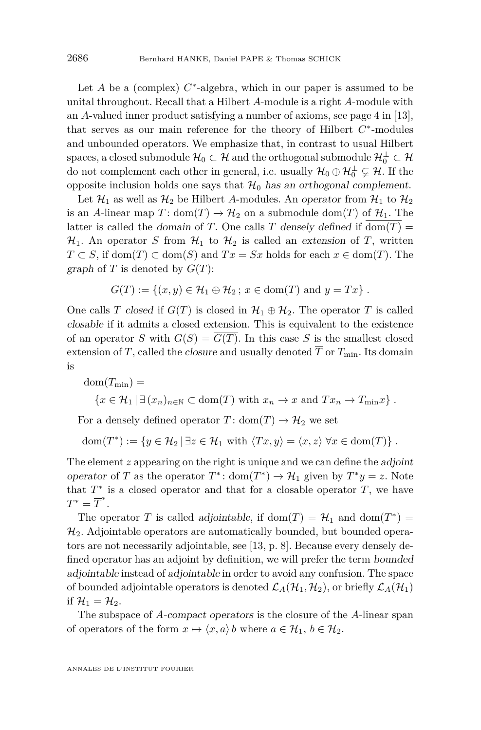Let $A$ be a (complex) $C^*$-algebra, which in our paper is assumed to be unital throughout. Recall that a Hilbert $A$-module is a right $A$-module with an $A$-valued inner product satisfying a number of axioms, see page 4 in [13], that serves as our main reference for the theory of Hilbert $C^*$-modules and unbounded operators. We emphasize that, in contrast to usual Hilbert spaces, a closed submodule $\mathcal{H}_0 \subset \mathcal{H}$ and the orthogonal submodule $\mathcal{H}_0^\perp \subset \mathcal{H}$ do not complement each other in general, i.e. usually $\mathcal{H}_0 \oplus \mathcal{H}_0^\perp \subsetneq \mathcal{H}$. If the opposite inclusion holds one says that $\mathcal{H}_0$ *has an orthogonal complement.*

Let $\mathcal{H}_1$ as well as $\mathcal{H}_2$ be Hilbert $A$-modules. An *operator* from $\mathcal{H}_1$ to $\mathcal{H}_2$ is an $A$-linear map $T\colon \mathrm{dom}(T) \to \mathcal{H}_2$ on a submodule $\mathrm{dom}(T)$ of $\mathcal{H}_1$. The latter is called the *domain* of $T$. One calls $T$ *densely defined* if $\overline{\mathrm{dom}(T)} = \mathcal{H}_1$. An operator $S$ from $\mathcal{H}_1$ to $\mathcal{H}_2$ is called an *extension* of $T$, written $T \subset S$, if $\mathrm{dom}(T) \subset \mathrm{dom}(S)$ and $Tx = Sx$ holds for each $x \in \mathrm{dom}(T)$. The *graph* of $T$ is denoted by $G(T)$:

$$G(T) := \{(x, y) \in \mathcal{H}_1 \oplus \mathcal{H}_2 \,;\, x \in \mathrm{dom}(T) \text{ and } y = Tx\} \,.$$

One calls $T$ *closed* if $G(T)$ is closed in $\mathcal{H}_1 \oplus \mathcal{H}_2$. The operator $T$ is called *closable* if it admits a closed extension. This is equivalent to the existence of an operator $S$ with $G(S) = \overline{G(T)}$. In this case $S$ is the smallest closed extension of $T$, called the *closure* and usually denoted $\overline{T}$ or $T_{\min}$. Its domain is

$$\mathrm{dom}(T_{\min}) = \{x \in \mathcal{H}_1 \,|\, \exists\, (x_n)_{n\in\mathbb{N}} \subset \mathrm{dom}(T) \text{ with } x_n \to x \text{ and } Tx_n \to T_{\min}x\} \,.$$

For a densely defined operator $T\colon \mathrm{dom}(T) \to \mathcal{H}_2$ we set

$$\mathrm{dom}(T^*) := \{y \in \mathcal{H}_2 \,|\, \exists z \in \mathcal{H}_1 \text{ with } \langle Tx, y\rangle = \langle x, z\rangle \;\forall x \in \mathrm{dom}(T)\} \,.$$

The element $z$ appearing on the right is unique and we can define the *adjoint operator* of $T$ as the operator $T^*\colon \mathrm{dom}(T^*) \to \mathcal{H}_1$ given by $T^*y = z$. Note that $T^*$ is a closed operator and that for a closable operator $T$, we have $T^* = \overline{T}^*$.

The operator $T$ is called *adjointable*, if $\mathrm{dom}(T) = \mathcal{H}_1$ and $\mathrm{dom}(T^*) = \mathcal{H}_2$. Adjointable operators are automatically bounded, but bounded operators are not necessarily adjointable, see [13, p. 8]. Because every densely defined operator has an adjoint by definition, we will prefer the term *bounded adjointable* instead of *adjointable* in order to avoid any confusion. The space of bounded adjointable operators is denoted $\mathcal{L}_A(\mathcal{H}_1, \mathcal{H}_2)$, or briefly $\mathcal{L}_A(\mathcal{H}_1)$ if $\mathcal{H}_1 = \mathcal{H}_2$.

The subspace of *$A$-compact operators* is the closure of the $A$-linear span of operators of the form $x \mapsto \langle x, a\rangle\, b$ where $a \in \mathcal{H}_1$, $b \in \mathcal{H}_2$.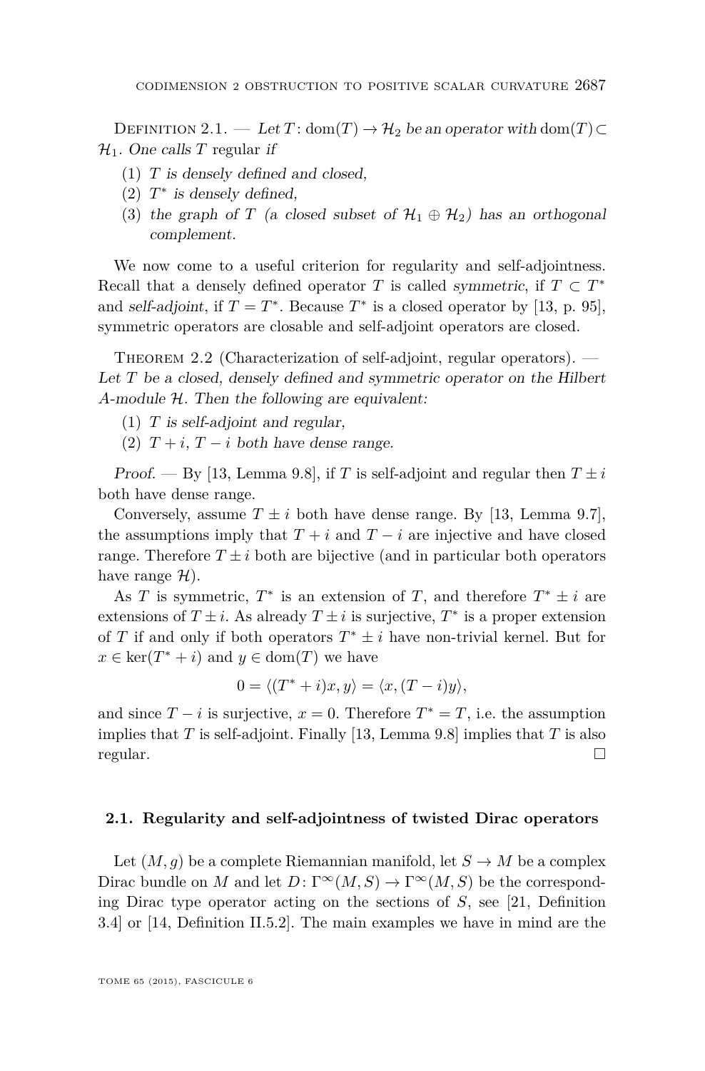Definition 2.1. — *Let $T\colon \operatorname{dom}(T) \to \mathcal{H}_2$ be an operator with $\operatorname{dom}(T) \subset \mathcal{H}_1$. One calls $T$ regular if*

1. *$T$ is densely defined and closed,*
2. *$T^*$ is densely defined,*
3. *the graph of $T$ (a closed subset of $\mathcal{H}_1 \oplus \mathcal{H}_2$) has an orthogonal complement.*

We now come to a useful criterion for regularity and self-adjointness. Recall that a densely defined operator $T$ is called *symmetric*, if $T \subset T^*$ and *self-adjoint*, if $T = T^*$. Because $T^*$ is a closed operator by [13, p. 95], symmetric operators are closable and self-adjoint operators are closed.

Theorem 2.2 (Characterization of self-adjoint, regular operators). — *Let $T$ be a closed, densely defined and symmetric operator on the Hilbert $A$-module $\mathcal{H}$. Then the following are equivalent:*

1. *$T$ is self-adjoint and regular,*
2. *$T + i$, $T - i$ both have dense range.*

*Proof.* — By [13, Lemma 9.8], if $T$ is self-adjoint and regular then $T \pm i$ both have dense range.

Conversely, assume $T \pm i$ both have dense range. By [13, Lemma 9.7], the assumptions imply that $T + i$ and $T - i$ are injective and have closed range. Therefore $T \pm i$ both are bijective (and in particular both operators have range $\mathcal{H}$).

As $T$ is symmetric, $T^*$ is an extension of $T$, and therefore $T^* \pm i$ are extensions of $T \pm i$. As already $T \pm i$ is surjective, $T^*$ is a proper extension of $T$ if and only if both operators $T^* \pm i$ have non-trivial kernel. But for $x \in \ker(T^* + i)$ and $y \in \operatorname{dom}(T)$ we have

$$0 = \langle (T^* + i)x, y \rangle = \langle x, (T - i)y \rangle,$$

and since $T - i$ is surjective, $x = 0$. Therefore $T^* = T$, i.e. the assumption implies that $T$ is self-adjoint. Finally [13, Lemma 9.8] implies that $T$ is also regular. □

### 2.1. Regularity and self-adjointness of twisted Dirac operators

Let $(M, g)$ be a complete Riemannian manifold, let $S \to M$ be a complex Dirac bundle on $M$ and let $D\colon \Gamma^\infty(M, S) \to \Gamma^\infty(M, S)$ be the corresponding Dirac type operator acting on the sections of $S$, see [21, Definition 3.4] or [14, Definition II.5.2]. The main examples we have in mind are the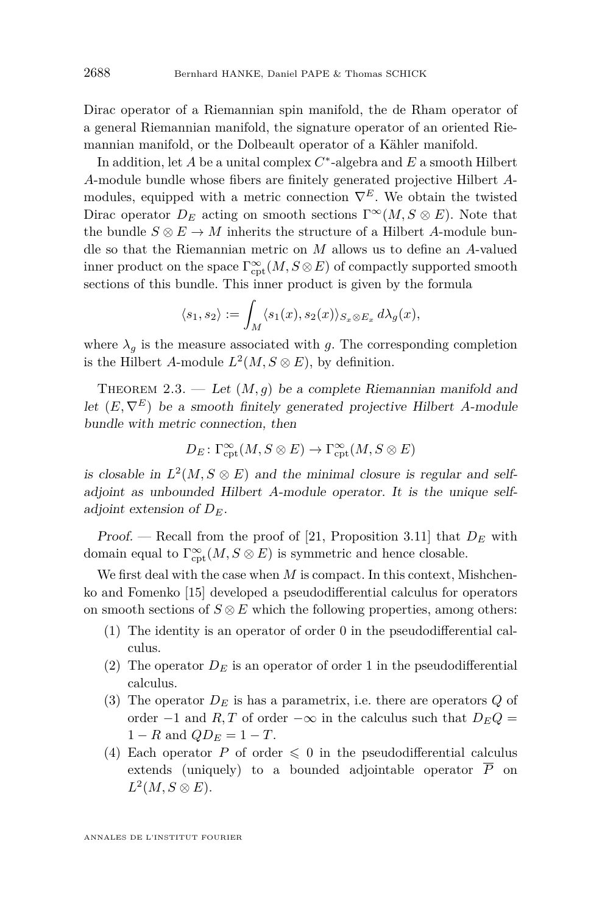Dirac operator of a Riemannian spin manifold, the de Rham operator of a general Riemannian manifold, the signature operator of an oriented Riemannian manifold, or the Dolbeault operator of a Kähler manifold.

In addition, let $A$ be a unital complex $C^*$-algebra and $E$ a smooth Hilbert $A$-module bundle whose fibers are finitely generated projective Hilbert $A$-modules, equipped with a metric connection $\nabla^E$. We obtain the twisted Dirac operator $D_E$ acting on smooth sections $\Gamma^\infty(M, S \otimes E)$. Note that the bundle $S \otimes E \to M$ inherits the structure of a Hilbert $A$-module bundle so that the Riemannian metric on $M$ allows us to define an $A$-valued inner product on the space $\Gamma^\infty_{\mathrm{cpt}}(M, S \otimes E)$ of compactly supported smooth sections of this bundle. This inner product is given by the formula

$$\langle s_1, s_2 \rangle := \int_M \langle s_1(x), s_2(x) \rangle_{S_x \otimes E_x} \, d\lambda_g(x),$$

where $\lambda_g$ is the measure associated with $g$. The corresponding completion is the Hilbert $A$-module $L^2(M, S \otimes E)$, by definition.

Theorem 2.3. — *Let $(M, g)$ be a complete Riemannian manifold and let $(E, \nabla^E)$ be a smooth finitely generated projective Hilbert $A$-module bundle with metric connection, then*

$$D_E \colon \Gamma^\infty_{\mathrm{cpt}}(M, S \otimes E) \to \Gamma^\infty_{\mathrm{cpt}}(M, S \otimes E)$$

*is closable in $L^2(M, S \otimes E)$ and the minimal closure is regular and self-adjoint as unbounded Hilbert $A$-module operator. It is the unique self-adjoint extension of $D_E$.*

*Proof.* — Recall from the proof of [21, Proposition 3.11] that $D_E$ with domain equal to $\Gamma^\infty_{\mathrm{cpt}}(M, S \otimes E)$ is symmetric and hence closable.

We first deal with the case when $M$ is compact. In this context, Mishchenko and Fomenko [15] developed a pseudodifferential calculus for operators on smooth sections of $S \otimes E$ which the following properties, among others:

1. The identity is an operator of order 0 in the pseudodifferential calculus.
2. The operator $D_E$ is an operator of order 1 in the pseudodifferential calculus.
3. The operator $D_E$ is has a parametrix, i.e. there are operators $Q$ of order $-1$ and $R, T$ of order $-\infty$ in the calculus such that $D_E Q = 1 - R$ and $Q D_E = 1 - T$.
4. Each operator $P$ of order $\leqslant 0$ in the pseudodifferential calculus extends (uniquely) to a bounded adjointable operator $\overline{P}$ on $L^2(M, S \otimes E)$.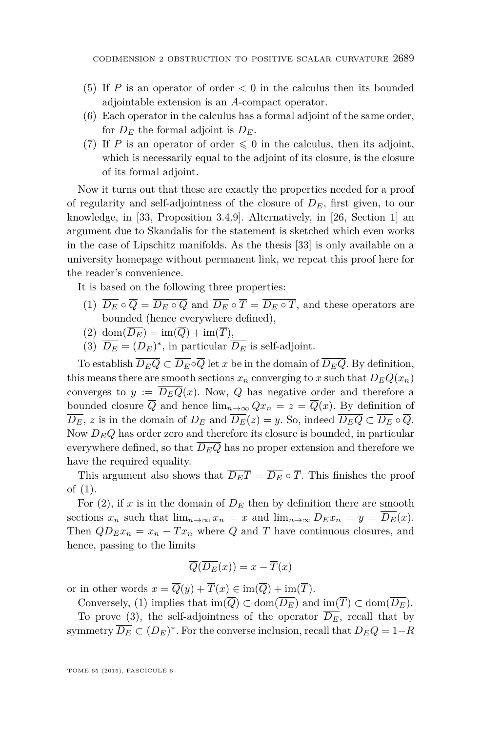(5) If $P$ is an operator of order $< 0$ in the calculus then its bounded adjointable extension is an $A$-compact operator.

(6) Each operator in the calculus has a formal adjoint of the same order, for $D_E$ the formal adjoint is $D_E$.

(7) If $P$ is an operator of order $\leqslant 0$ in the calculus, then its adjoint, which is necessarily equal to the adjoint of its closure, is the closure of its formal adjoint.

Now it turns out that these are exactly the properties needed for a proof of regularity and self-adjointness of the closure of $D_E$, first given, to our knowledge, in [33, Proposition 3.4.9]. Alternatively, in [26, Section 1] an argument due to Skandalis for the statement is sketched which even works in the case of Lipschitz manifolds. As the thesis [33] is only available on a university homepage without permanent link, we repeat this proof here for the reader's convenience.

It is based on the following three properties:

(1) $\overline{D_E} \circ \overline{Q} = \overline{D_E \circ Q}$ and $\overline{D_E} \circ \overline{T} = \overline{D_E \circ T}$, and these operators are bounded (hence everywhere defined),

(2) $\mathrm{dom}(\overline{D_E}) = \mathrm{im}(\overline{Q}) + \mathrm{im}(\overline{T})$,

(3) $\overline{D_E} = (D_E)^*$, in particular $\overline{D_E}$ is self-adjoint.

To establish $\overline{D_E Q} \subset \overline{D_E} \circ \overline{Q}$ let $x$ be in the domain of $\overline{D_E Q}$. By definition, this means there are smooth sections $x_n$ converging to $x$ such that $D_E Q(x_n)$ converges to $y := \overline{D_E Q}(x)$. Now, $Q$ has negative order and therefore a bounded closure $\overline{Q}$ and hence $\lim_{n\to\infty} Q x_n = z = \overline{Q}(x)$. By definition of $\overline{D_E}$, $z$ is in the domain of $D_E$ and $\overline{D_E}(z) = y$. So, indeed $\overline{D_E Q} \subset \overline{D_E} \circ \overline{Q}$. Now $D_E Q$ has order zero and therefore its closure is bounded, in particular everywhere defined, so that $\overline{D_E Q}$ has no proper extension and therefore we have the required equality.

This argument also shows that $\overline{D_E T} = \overline{D_E} \circ \overline{T}$. This finishes the proof of (1).

For (2), if $x$ is in the domain of $\overline{D_E}$ then by definition there are smooth sections $x_n$ such that $\lim_{n\to\infty} x_n = x$ and $\lim_{n\to\infty} D_E x_n = y = \overline{D_E}(x)$. Then $Q D_E x_n = x_n - T x_n$ where $Q$ and $T$ have continuous closures, and hence, passing to the limits

$$\overline{Q}(\overline{D_E}(x)) = x - \overline{T}(x)$$

or in other words $x = \overline{Q}(y) + \overline{T}(x) \in \mathrm{im}(\overline{Q}) + \mathrm{im}(\overline{T})$.

Conversely, (1) implies that $\mathrm{im}(\overline{Q}) \subset \mathrm{dom}(\overline{D_E})$ and $\mathrm{im}(\overline{T}) \subset \mathrm{dom}(\overline{D_E})$.

To prove (3), the self-adjointness of the operator $\overline{D_E}$, recall that by symmetry $\overline{D_E} \subset (D_E)^*$. For the converse inclusion, recall that $D_E Q = 1 - R$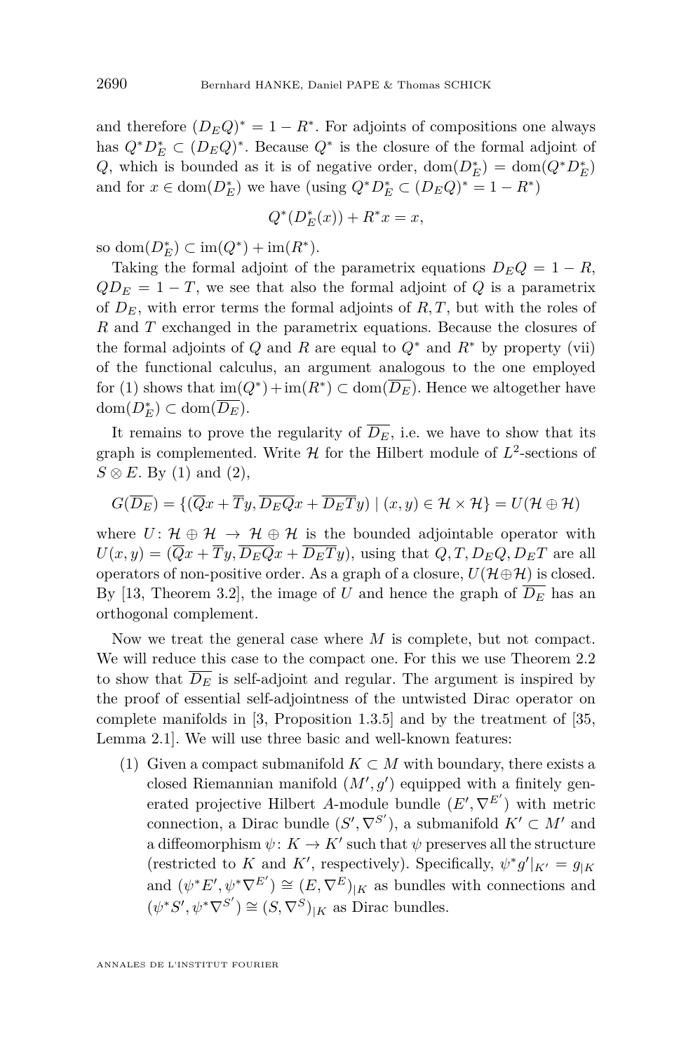and therefore $(D_E Q)^* = 1 - R^*$. For adjoints of compositions one always has $Q^* D_E^* \subset (D_E Q)^*$. Because $Q^*$ is the closure of the formal adjoint of $Q$, which is bounded as it is of negative order, $\mathrm{dom}(D_E^*) = \mathrm{dom}(Q^* D_E^*)$ and for $x \in \mathrm{dom}(D_E^*)$ we have (using $Q^* D_E^* \subset (D_E Q)^* = 1 - R^*$)

$$Q^*(D_E^*(x)) + R^* x = x,$$

so $\mathrm{dom}(D_E^*) \subset \mathrm{im}(Q^*) + \mathrm{im}(R^*)$.

Taking the formal adjoint of the parametrix equations $D_E Q = 1 - R$, $Q D_E = 1 - T$, we see that also the formal adjoint of $Q$ is a parametrix of $D_E$, with error terms the formal adjoints of $R, T$, but with the roles of $R$ and $T$ exchanged in the parametrix equations. Because the closures of the formal adjoints of $Q$ and $R$ are equal to $Q^*$ and $R^*$ by property (vii) of the functional calculus, an argument analogous to the one employed for (1) shows that $\mathrm{im}(Q^*) + \mathrm{im}(R^*) \subset \mathrm{dom}(\overline{D_E})$. Hence we altogether have $\mathrm{dom}(D_E^*) \subset \mathrm{dom}(\overline{D_E})$.

It remains to prove the regularity of $\overline{D_E}$, i.e. we have to show that its graph is complemented. Write $\mathcal{H}$ for the Hilbert module of $L^2$-sections of $S \otimes E$. By (1) and (2),

$$G(\overline{D_E}) = \{(\overline{Q}x + \overline{T}y, \overline{D_E Q}x + \overline{D_E T}y) \mid (x, y) \in \mathcal{H} \times \mathcal{H}\} = U(\mathcal{H} \oplus \mathcal{H})$$

where $U \colon \mathcal{H} \oplus \mathcal{H} \to \mathcal{H} \oplus \mathcal{H}$ is the bounded adjointable operator with $U(x, y) = (\overline{Q}x + \overline{T}y, \overline{D_E Q}x + \overline{D_E T}y)$, using that $Q, T, D_E Q, D_E T$ are all operators of non-positive order. As a graph of a closure, $U(\mathcal{H} \oplus \mathcal{H})$ is closed. By [13, Theorem 3.2], the image of $U$ and hence the graph of $\overline{D_E}$ has an orthogonal complement.

Now we treat the general case where $M$ is complete, but not compact. We will reduce this case to the compact one. For this we use Theorem 2.2 to show that $\overline{D_E}$ is self-adjoint and regular. The argument is inspired by the proof of essential self-adjointness of the untwisted Dirac operator on complete manifolds in [3, Proposition 1.3.5] and by the treatment of [35, Lemma 2.1]. We will use three basic and well-known features:

(1) Given a compact submanifold $K \subset M$ with boundary, there exists a closed Riemannian manifold $(M', g')$ equipped with a finitely generated projective Hilbert $A$-module bundle $(E', \nabla^{E'})$ with metric connection, a Dirac bundle $(S', \nabla^{S'})$, a submanifold $K' \subset M'$ and a diffeomorphism $\psi \colon K \to K'$ such that $\psi$ preserves all the structure (restricted to $K$ and $K'$, respectively). Specifically, $\psi^* g'|_{K'} = g_{|K}$ and $(\psi^* E', \psi^* \nabla^{E'}) \cong (E, \nabla^E)_{|K}$ as bundles with connections and $(\psi^* S', \psi^* \nabla^{S'}) \cong (S, \nabla^S)_{|K}$ as Dirac bundles.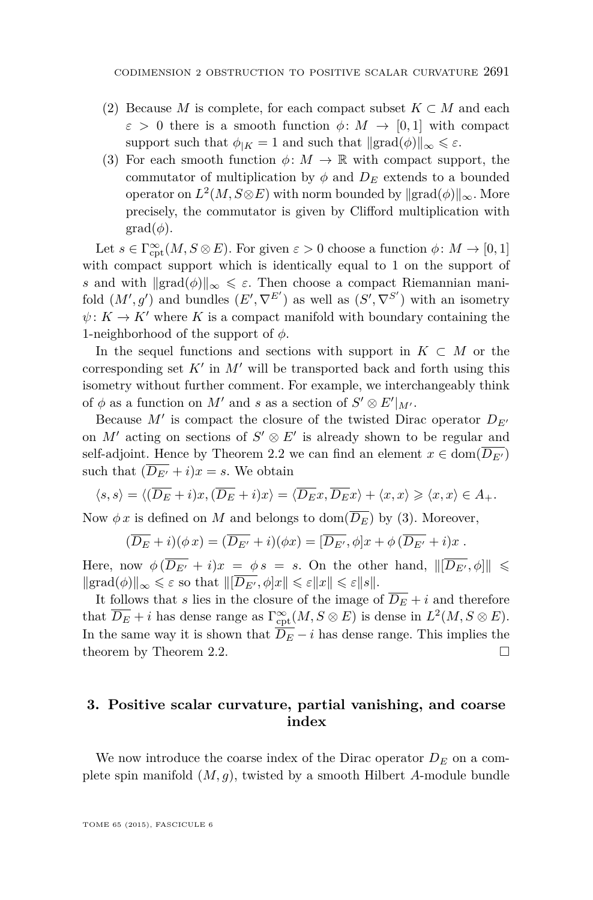(2) Because $M$ is complete, for each compact subset $K \subset M$ and each $\varepsilon > 0$ there is a smooth function $\phi \colon M \to [0,1]$ with compact support such that $\phi_{|K} = 1$ and such that $\|\mathrm{grad}(\phi)\|_\infty \leqslant \varepsilon$.

(3) For each smooth function $\phi \colon M \to \mathbb{R}$ with compact support, the commutator of multiplication by $\phi$ and $D_E$ extends to a bounded operator on $L^2(M, S \otimes E)$ with norm bounded by $\|\mathrm{grad}(\phi)\|_\infty$. More precisely, the commutator is given by Clifford multiplication with $\mathrm{grad}(\phi)$.

Let $s \in \Gamma^\infty_{\mathrm{cpt}}(M, S \otimes E)$. For given $\varepsilon > 0$ choose a function $\phi \colon M \to [0,1]$ with compact support which is identically equal to 1 on the support of $s$ and with $\|\mathrm{grad}(\phi)\|_\infty \leqslant \varepsilon$. Then choose a compact Riemannian manifold $(M', g')$ and bundles $(E', \nabla^{E'})$ as well as $(S', \nabla^{S'})$ with an isometry $\psi \colon K \to K'$ where $K$ is a compact manifold with boundary containing the 1-neighborhood of the support of $\phi$.

In the sequel functions and sections with support in $K \subset M$ or the corresponding set $K'$ in $M'$ will be transported back and forth using this isometry without further comment. For example, we interchangeably think of $\phi$ as a function on $M'$ and $s$ as a section of $S' \otimes E'|_{M'}$.

Because $M'$ is compact the closure of the twisted Dirac operator $D_{E'}$ on $M'$ acting on sections of $S' \otimes E'$ is already shown to be regular and self-adjoint. Hence by Theorem 2.2 we can find an element $x \in \mathrm{dom}(\overline{D_{E'}})$ such that $(\overline{D_{E'}} + i)x = s$. We obtain

$$\langle s, s\rangle = \langle (\overline{D_E} + i)x, (\overline{D_E} + i)x\rangle = \langle \overline{D_E}x, \overline{D_E}x\rangle + \langle x, x\rangle \geqslant \langle x, x\rangle \in A_+.$$

Now $\phi\, x$ is defined on $M$ and belongs to $\mathrm{dom}(\overline{D_E})$ by (3). Moreover,

$$(\overline{D_E} + i)(\phi\, x) = (\overline{D_{E'}} + i)(\phi x) = [\overline{D_{E'}}, \phi]x + \phi\,(\overline{D_{E'}} + i)x\ .$$

Here, now $\phi\,(\overline{D_{E'}} + i)x = \phi\, s = s$. On the other hand, $\|[\overline{D_{E'}}, \phi]\| \leqslant \|\mathrm{grad}(\phi)\|_\infty \leqslant \varepsilon$ so that $\|[\overline{D_{E'}}, \phi]x\| \leqslant \varepsilon\|x\| \leqslant \varepsilon\|s\|$.

It follows that $s$ lies in the closure of the image of $\overline{D_E} + i$ and therefore that $\overline{D_E} + i$ has dense range as $\Gamma^\infty_{\mathrm{cpt}}(M, S \otimes E)$ is dense in $L^2(M, S \otimes E)$. In the same way it is shown that $\overline{D_E} - i$ has dense range. This implies the theorem by Theorem 2.2. ∎

## 3. Positive scalar curvature, partial vanishing, and coarse index

We now introduce the coarse index of the Dirac operator $D_E$ on a complete spin manifold $(M, g)$, twisted by a smooth Hilbert $A$-module bundle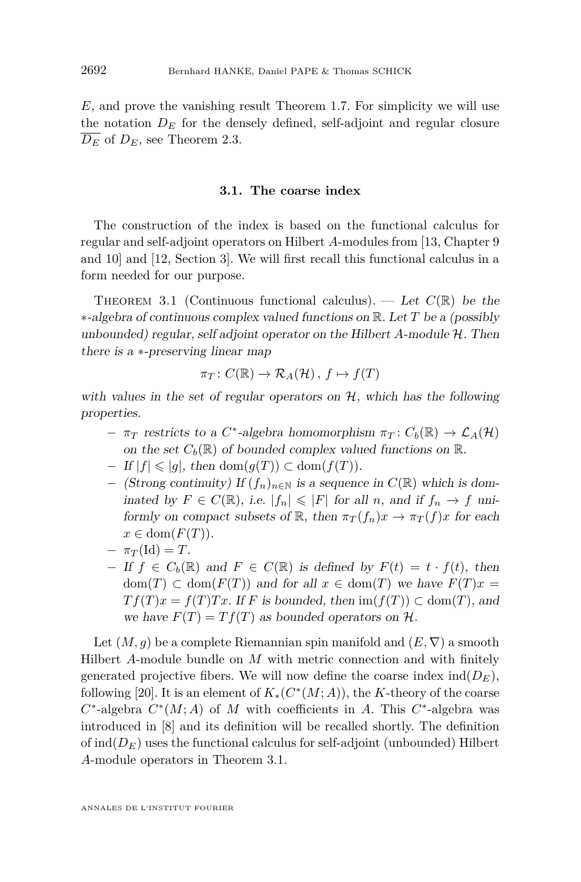$E$, and prove the vanishing result Theorem 1.7. For simplicity we will use the notation $D_E$ for the densely defined, self-adjoint and regular closure $\overline{D_E}$ of $D_E$, see Theorem 2.3.

### 3.1. The coarse index

The construction of the index is based on the functional calculus for regular and self-adjoint operators on Hilbert $A$-modules from [13, Chapter 9 and 10] and [12, Section 3]. We will first recall this functional calculus in a form needed for our purpose.

Theorem 3.1 (Continuous functional calculus). — *Let $C(\mathbb{R})$ be the $*$-algebra of continuous complex valued functions on $\mathbb{R}$. Let $T$ be a (possibly unbounded) regular, self adjoint operator on the Hilbert $A$-module $\mathcal{H}$. Then there is a $*$-preserving linear map*

$$\pi_T\colon C(\mathbb{R}) \to \mathcal{R}_A(\mathcal{H})\,,\; f \mapsto f(T)$$

*with values in the set of regular operators on $\mathcal{H}$, which has the following properties.*

- *$\pi_T$ restricts to a $C^*$-algebra homomorphism $\pi_T\colon C_b(\mathbb{R}) \to \mathcal{L}_A(\mathcal{H})$ on the set $C_b(\mathbb{R})$ of bounded complex valued functions on $\mathbb{R}$.*
- *If $|f| \leqslant |g|$, then $\operatorname{dom}(g(T)) \subset \operatorname{dom}(f(T))$.*
- *(Strong continuity) If $(f_n)_{n\in\mathbb{N}}$ is a sequence in $C(\mathbb{R})$ which is dominated by $F \in C(\mathbb{R})$, i.e. $|f_n| \leqslant |F|$ for all $n$, and if $f_n \to f$ uniformly on compact subsets of $\mathbb{R}$, then $\pi_T(f_n)x \to \pi_T(f)x$ for each $x \in \operatorname{dom}(F(T))$.*
- *$\pi_T(\mathrm{Id}) = T$.*
- *If $f \in C_b(\mathbb{R})$ and $F \in C(\mathbb{R})$ is defined by $F(t) = t \cdot f(t)$, then $\operatorname{dom}(T) \subset \operatorname{dom}(F(T))$ and for all $x \in \operatorname{dom}(T)$ we have $F(T)x = Tf(T)x = f(T)Tx$. If $F$ is bounded, then $\operatorname{im}(f(T)) \subset \operatorname{dom}(T)$, and we have $F(T) = Tf(T)$ as bounded operators on $\mathcal{H}$.*

Let $(M, g)$ be a complete Riemannian spin manifold and $(E, \nabla)$ a smooth Hilbert $A$-module bundle on $M$ with metric connection and with finitely generated projective fibers. We will now define the coarse index $\operatorname{ind}(D_E)$, following [20]. It is an element of $K_*(C^*(M; A))$, the $K$-theory of the coarse $C^*$-algebra $C^*(M; A)$ of $M$ with coefficients in $A$. This $C^*$-algebra was introduced in [8] and its definition will be recalled shortly. The definition of $\operatorname{ind}(D_E)$ uses the functional calculus for self-adjoint (unbounded) Hilbert $A$-module operators in Theorem 3.1.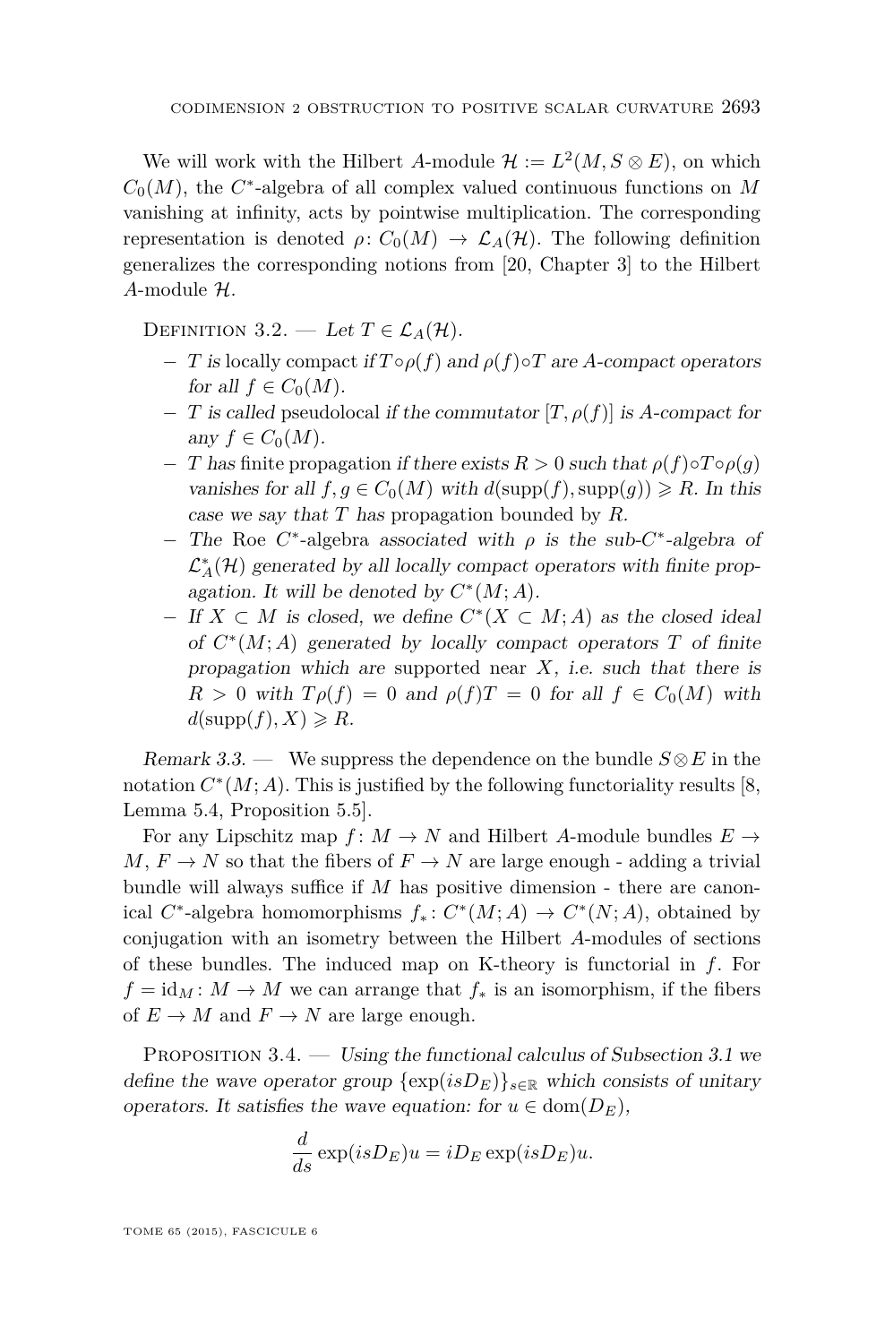We will work with the Hilbert $A$-module $\mathcal{H} := L^2(M, S \otimes E)$, on which $C_0(M)$, the $C^*$-algebra of all complex valued continuous functions on $M$ vanishing at infinity, acts by pointwise multiplication. The corresponding representation is denoted $\rho\colon C_0(M) \to \mathcal{L}_A(\mathcal{H})$. The following definition generalizes the corresponding notions from [20, Chapter 3] to the Hilbert $A$-module $\mathcal{H}$.

Definition 3.2. — *Let $T \in \mathcal{L}_A(\mathcal{H})$.*

- *$T$ is* locally compact *if $T \circ \rho(f)$ and $\rho(f) \circ T$ are $A$-compact operators for all $f \in C_0(M)$.*
- *$T$ is called* pseudolocal *if the commutator $[T, \rho(f)]$ is $A$-compact for any $f \in C_0(M)$.*
- *$T$ has* finite propagation *if there exists $R > 0$ such that $\rho(f) \circ T \circ \rho(g)$ vanishes for all $f, g \in C_0(M)$ with $d(\operatorname{supp}(f), \operatorname{supp}(g)) \geqslant R$. In this case we say that $T$ has* propagation bounded by *$R$.*
- *The* Roe $C^*$-algebra *associated with $\rho$ is the sub-$C^*$-algebra of $\mathcal{L}_A^*(\mathcal{H})$ generated by all locally compact operators with finite propagation. It will be denoted by $C^*(M; A)$.*
- *If $X \subset M$ is closed, we define $C^*(X \subset M; A)$ as the closed ideal of $C^*(M; A)$ generated by locally compact operators $T$ of finite propagation which are* supported near *$X$, i.e. such that there is $R > 0$ with $T\rho(f) = 0$ and $\rho(f)T = 0$ for all $f \in C_0(M)$ with $d(\operatorname{supp}(f), X) \geqslant R$.*

*Remark 3.3.* — We suppress the dependence on the bundle $S \otimes E$ in the notation $C^*(M; A)$. This is justified by the following functoriality results [8, Lemma 5.4, Proposition 5.5].

For any Lipschitz map $f\colon M \to N$ and Hilbert $A$-module bundles $E \to M$, $F \to N$ so that the fibers of $F \to N$ are large enough - adding a trivial bundle will always suffice if $M$ has positive dimension - there are canonical $C^*$-algebra homomorphisms $f_*\colon C^*(M; A) \to C^*(N; A)$, obtained by conjugation with an isometry between the Hilbert $A$-modules of sections of these bundles. The induced map on K-theory is functorial in $f$. For $f = \mathrm{id}_M\colon M \to M$ we can arrange that $f_*$ is an isomorphism, if the fibers of $E \to M$ and $F \to N$ are large enough.

Proposition 3.4. — *Using the functional calculus of Subsection 3.1 we define the wave operator group $\{\exp(isD_E)\}_{s \in \mathbb{R}}$ which consists of unitary operators. It satisfies the wave equation: for $u \in \operatorname{dom}(D_E)$,*

$$\frac{d}{ds} \exp(isD_E)u = iD_E \exp(isD_E)u.$$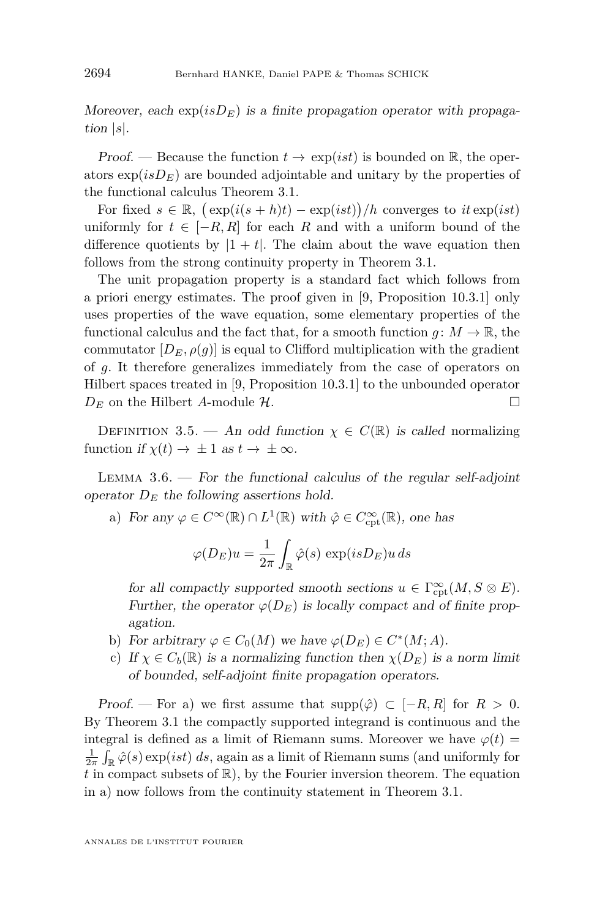*Moreover, each* $\exp(isD_E)$ *is a finite propagation operator with propagation* $|s|$.

*Proof.* — Because the function $t \to \exp(ist)$ is bounded on $\mathbb{R}$, the operators $\exp(isD_E)$ are bounded adjointable and unitary by the properties of the functional calculus Theorem 3.1.

For fixed $s \in \mathbb{R}$, $\big(\exp(i(s+h)t) - \exp(ist)\big)/h$ converges to $it\exp(ist)$ uniformly for $t \in [-R,R]$ for each $R$ and with a uniform bound of the difference quotients by $|1+t|$. The claim about the wave equation then follows from the strong continuity property in Theorem 3.1.

The unit propagation property is a standard fact which follows from a priori energy estimates. The proof given in [9, Proposition 10.3.1] only uses properties of the wave equation, some elementary properties of the functional calculus and the fact that, for a smooth function $g\colon M \to \mathbb{R}$, the commutator $[D_E, \rho(g)]$ is equal to Clifford multiplication with the gradient of $g$. It therefore generalizes immediately from the case of operators on Hilbert spaces treated in [9, Proposition 10.3.1] to the unbounded operator $D_E$ on the Hilbert $A$-module $\mathcal{H}$. □

Definition 3.5. — *An odd function* $\chi \in C(\mathbb{R})$ *is called* normalizing function *if* $\chi(t) \to \pm 1$ *as* $t \to \pm\infty$.

Lemma 3.6. — *For the functional calculus of the regular self-adjoint operator* $D_E$ *the following assertions hold.*

a) *For any* $\varphi \in C^\infty(\mathbb{R}) \cap L^1(\mathbb{R})$ *with* $\hat{\varphi} \in C^\infty_{\mathrm{cpt}}(\mathbb{R})$, *one has*

$$\varphi(D_E)u = \frac{1}{2\pi}\int_{\mathbb{R}} \hat{\varphi}(s)\,\exp(isD_E)u\,ds$$

*for all compactly supported smooth sections* $u \in \Gamma^\infty_{\mathrm{cpt}}(M, S\otimes E)$. *Further, the operator* $\varphi(D_E)$ *is locally compact and of finite propagation.*

b) *For arbitrary* $\varphi \in C_0(M)$ *we have* $\varphi(D_E) \in C^*(M;A)$.

c) *If* $\chi \in C_b(\mathbb{R})$ *is a normalizing function then* $\chi(D_E)$ *is a norm limit of bounded, self-adjoint finite propagation operators.*

*Proof.* — For a) we first assume that $\mathrm{supp}(\hat{\varphi}) \subset [-R,R]$ for $R > 0$. By Theorem 3.1 the compactly supported integrand is continuous and the integral is defined as a limit of Riemann sums. Moreover we have $\varphi(t) = \frac{1}{2\pi}\int_{\mathbb{R}} \hat{\varphi}(s)\exp(ist)\,ds$, again as a limit of Riemann sums (and uniformly for $t$ in compact subsets of $\mathbb{R}$), by the Fourier inversion theorem. The equation in a) now follows from the continuity statement in Theorem 3.1.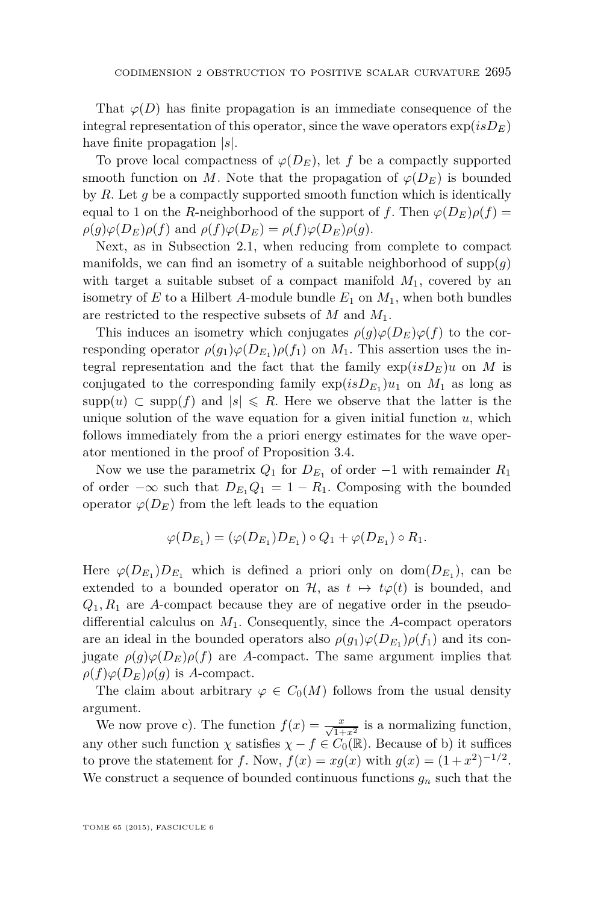That $\varphi(D)$ has finite propagation is an immediate consequence of the integral representation of this operator, since the wave operators $\exp(isD_E)$ have finite propagation $|s|$.

To prove local compactness of $\varphi(D_E)$, let $f$ be a compactly supported smooth function on $M$. Note that the propagation of $\varphi(D_E)$ is bounded by $R$. Let $g$ be a compactly supported smooth function which is identically equal to 1 on the $R$-neighborhood of the support of $f$. Then $\varphi(D_E)\rho(f) = \rho(g)\varphi(D_E)\rho(f)$ and $\rho(f)\varphi(D_E) = \rho(f)\varphi(D_E)\rho(g)$.

Next, as in Subsection 2.1, when reducing from complete to compact manifolds, we can find an isometry of a suitable neighborhood of $\mathrm{supp}(g)$ with target a suitable subset of a compact manifold $M_1$, covered by an isometry of $E$ to a Hilbert $A$-module bundle $E_1$ on $M_1$, when both bundles are restricted to the respective subsets of $M$ and $M_1$.

This induces an isometry which conjugates $\rho(g)\varphi(D_E)\varphi(f)$ to the corresponding operator $\rho(g_1)\varphi(D_{E_1})\rho(f_1)$ on $M_1$. This assertion uses the integral representation and the fact that the family $\exp(isD_E)u$ on $M$ is conjugated to the corresponding family $\exp(isD_{E_1})u_1$ on $M_1$ as long as $\mathrm{supp}(u) \subset \mathrm{supp}(f)$ and $|s| \leqslant R$. Here we observe that the latter is the unique solution of the wave equation for a given initial function $u$, which follows immediately from the a priori energy estimates for the wave operator mentioned in the proof of Proposition 3.4.

Now we use the parametrix $Q_1$ for $D_{E_1}$ of order $-1$ with remainder $R_1$ of order $-\infty$ such that $D_{E_1}Q_1 = 1 - R_1$. Composing with the bounded operator $\varphi(D_E)$ from the left leads to the equation

$$\varphi(D_{E_1}) = (\varphi(D_{E_1})D_{E_1}) \circ Q_1 + \varphi(D_{E_1}) \circ R_1.$$

Here $\varphi(D_{E_1})D_{E_1}$ which is defined a priori only on $\mathrm{dom}(D_{E_1})$, can be extended to a bounded operator on $\mathcal{H}$, as $t \mapsto t\varphi(t)$ is bounded, and $Q_1, R_1$ are $A$-compact because they are of negative order in the pseudo-differential calculus on $M_1$. Consequently, since the $A$-compact operators are an ideal in the bounded operators also $\rho(g_1)\varphi(D_{E_1})\rho(f_1)$ and its conjugate $\rho(g)\varphi(D_E)\rho(f)$ are $A$-compact. The same argument implies that $\rho(f)\varphi(D_E)\rho(g)$ is $A$-compact.

The claim about arbitrary $\varphi \in C_0(M)$ follows from the usual density argument.

We now prove c). The function $f(x) = \frac{x}{\sqrt{1+x^2}}$ is a normalizing function, any other such function $\chi$ satisfies $\chi - f \in C_0(\mathbb{R})$. Because of b) it suffices to prove the statement for $f$. Now, $f(x) = xg(x)$ with $g(x) = (1+x^2)^{-1/2}$. We construct a sequence of bounded continuous functions $g_n$ such that the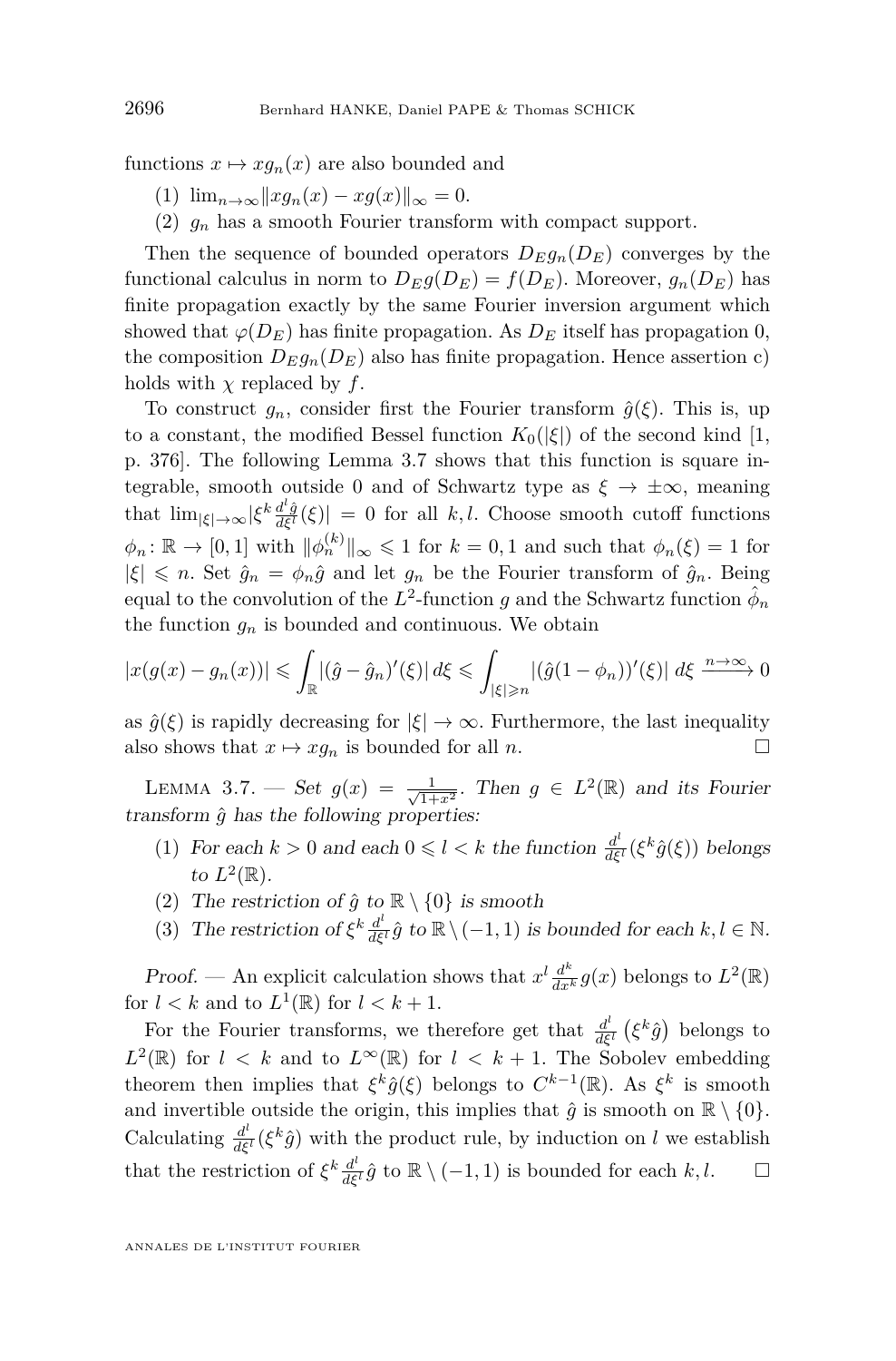functions $x \mapsto xg_n(x)$ are also bounded and

(1) $\lim_{n\to\infty} \|xg_n(x) - xg(x)\|_\infty = 0$.
(2) $g_n$ has a smooth Fourier transform with compact support.

Then the sequence of bounded operators $D_E g_n(D_E)$ converges by the functional calculus in norm to $D_E g(D_E) = f(D_E)$. Moreover, $g_n(D_E)$ has finite propagation exactly by the same Fourier inversion argument which showed that $\varphi(D_E)$ has finite propagation. As $D_E$ itself has propagation 0, the composition $D_E g_n(D_E)$ also has finite propagation. Hence assertion c) holds with $\chi$ replaced by $f$.

To construct $g_n$, consider first the Fourier transform $\hat{g}(\xi)$. This is, up to a constant, the modified Bessel function $K_0(|\xi|)$ of the second kind [1, p. 376]. The following Lemma 3.7 shows that this function is square integrable, smooth outside 0 and of Schwartz type as $\xi \to \pm\infty$, meaning that $\lim_{|\xi|\to\infty} |\xi^k \frac{d^l \hat{g}}{d\xi^l}(\xi)| = 0$ for all $k, l$. Choose smooth cutoff functions $\phi_n \colon \mathbb{R} \to [0,1]$ with $\|\phi_n^{(k)}\|_\infty \leqslant 1$ for $k = 0, 1$ and such that $\phi_n(\xi) = 1$ for $|\xi| \leqslant n$. Set $\hat{g}_n = \phi_n \hat{g}$ and let $g_n$ be the Fourier transform of $\hat{g}_n$. Being equal to the convolution of the $L^2$-function $g$ and the Schwartz function $\hat{\phi}_n$ the function $g_n$ is bounded and continuous. We obtain

$$|x(g(x) - g_n(x))| \leqslant \int_{\mathbb{R}} |(\hat{g} - \hat{g}_n)'(\xi)|\, d\xi \leqslant \int_{|\xi|\geqslant n} |(\hat{g}(1-\phi_n))'(\xi)|\, d\xi \xrightarrow{n\to\infty} 0$$

as $\hat{g}(\xi)$ is rapidly decreasing for $|\xi| \to \infty$. Furthermore, the last inequality also shows that $x \mapsto xg_n$ is bounded for all $n$. □

Lemma 3.7. — *Set $g(x) = \frac{1}{\sqrt{1+x^2}}$. Then $g \in L^2(\mathbb{R})$ and its Fourier transform $\hat{g}$ has the following properties:*

(1) *For each $k > 0$ and each $0 \leqslant l < k$ the function $\frac{d^l}{d\xi^l}(\xi^k \hat{g}(\xi))$ belongs to $L^2(\mathbb{R})$.*
(2) *The restriction of $\hat{g}$ to $\mathbb{R} \setminus \{0\}$ is smooth*
(3) *The restriction of $\xi^k \frac{d^l}{d\xi^l} \hat{g}$ to $\mathbb{R} \setminus (-1, 1)$ is bounded for each $k, l \in \mathbb{N}$.*

*Proof.* — An explicit calculation shows that $x^l \frac{d^k}{dx^k} g(x)$ belongs to $L^2(\mathbb{R})$ for $l < k$ and to $L^1(\mathbb{R})$ for $l < k+1$.

For the Fourier transforms, we therefore get that $\frac{d^l}{d\xi^l}\left(\xi^k \hat{g}\right)$ belongs to $L^2(\mathbb{R})$ for $l < k$ and to $L^\infty(\mathbb{R})$ for $l < k+1$. The Sobolev embedding theorem then implies that $\xi^k \hat{g}(\xi)$ belongs to $C^{k-1}(\mathbb{R})$. As $\xi^k$ is smooth and invertible outside the origin, this implies that $\hat{g}$ is smooth on $\mathbb{R} \setminus \{0\}$. Calculating $\frac{d^l}{d\xi^l}(\xi^k \hat{g})$ with the product rule, by induction on $l$ we establish that the restriction of $\xi^k \frac{d^l}{d\xi^l} \hat{g}$ to $\mathbb{R} \setminus (-1,1)$ is bounded for each $k, l$. □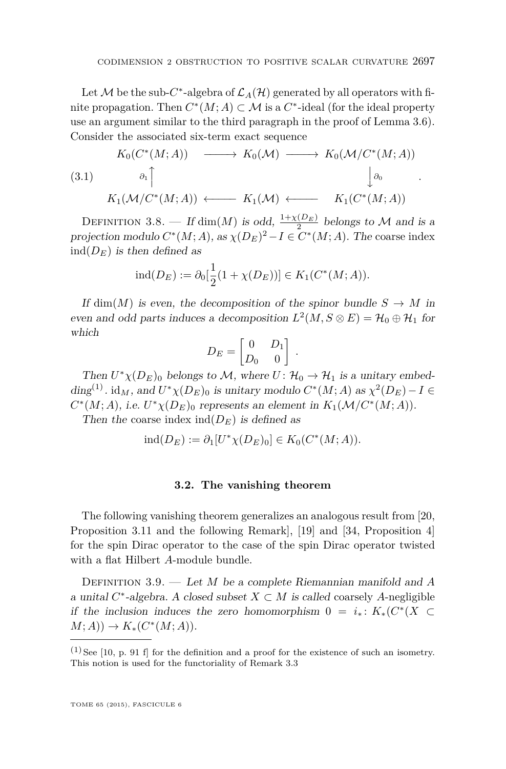Let $\mathcal{M}$ be the sub-$C^*$-algebra of $\mathcal{L}_A(\mathcal{H})$ generated by all operators with finite propagation. Then $C^*(M;A) \subset \mathcal{M}$ is a $C^*$-ideal (for the ideal property use an argument similar to the third paragraph in the proof of Lemma 3.6). Consider the associated six-term exact sequence

$$\begin{array}{ccccc} K_0(C^*(M;A)) & \longrightarrow & K_0(\mathcal{M}) & \longrightarrow & K_0(\mathcal{M}/C^*(M;A)) \\ \partial_1 \uparrow & & & & \downarrow \partial_0 \\ K_1(\mathcal{M}/C^*(M;A)) & \longleftarrow & K_1(\mathcal{M}) & \longleftarrow & K_1(C^*(M;A)) \end{array} \tag{3.1}$$

Definition 3.8. — *If $\dim(M)$ is odd, $\frac{1+\chi(D_E)}{2}$ belongs to $\mathcal{M}$ and is a projection modulo $C^*(M;A)$, as $\chi(D_E)^2 - I \in C^*(M;A)$. The* coarse index *$\operatorname{ind}(D_E)$ is then defined as*

$$\operatorname{ind}(D_E) := \partial_0[\frac{1}{2}(1+\chi(D_E))] \in K_1(C^*(M;A)).$$

*If $\dim(M)$ is even, the decomposition of the spinor bundle $S \to M$ in even and odd parts induces a decomposition $L^2(M, S \otimes E) = \mathcal{H}_0 \oplus \mathcal{H}_1$ for which*

$$D_E = \begin{bmatrix} 0 & D_1 \\ D_0 & 0 \end{bmatrix}.$$

*Then $U^*\chi(D_E)_0$ belongs to $\mathcal{M}$, where $U\colon \mathcal{H}_0 \to \mathcal{H}_1$ is a unitary embedding*[1]*. $\mathrm{id}_M$, and $U^*\chi(D_E)_0$ is unitary modulo $C^*(M;A)$ as $\chi^2(D_E) - I \in C^*(M;A)$, i.e. $U^*\chi(D_E)_0$ represents an element in $K_1(\mathcal{M}/C^*(M;A))$.*

*Then the* coarse index *$\operatorname{ind}(D_E)$ is defined as*

$$\operatorname{ind}(D_E) := \partial_1[U^*\chi(D_E)_0] \in K_0(C^*(M;A)).$$

### 3.2. The vanishing theorem

The following vanishing theorem generalizes an analogous result from [20, Proposition 3.11 and the following Remark], [19] and [34, Proposition 4] for the spin Dirac operator to the case of the spin Dirac operator twisted with a flat Hilbert $A$-module bundle.

Definition 3.9. — *Let $M$ be a complete Riemannian manifold and $A$ a unital $C^*$-algebra. A closed subset $X \subset M$ is called* coarsely $A$-negligible *if the inclusion induces the zero homomorphism $0 = i_*\colon K_*(C^*(X \subset M;A)) \to K_*(C^*(M;A))$.*

---

[1] See [10, p. 91 f] for the definition and a proof for the existence of such an isometry. This notion is used for the functoriality of Remark 3.3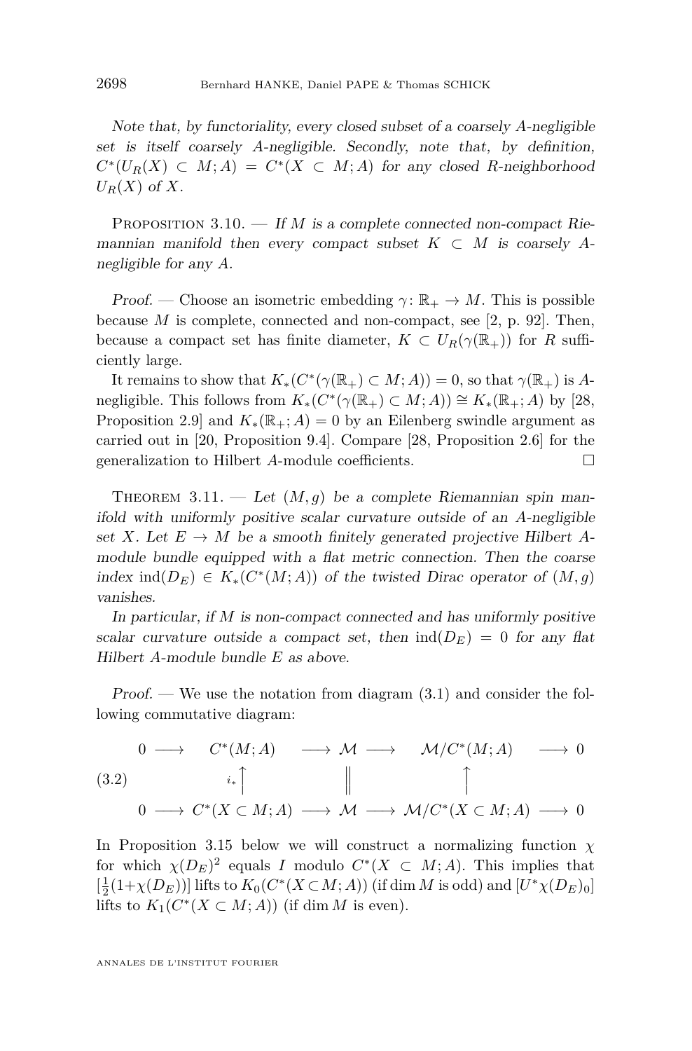*Note that, by functoriality, every closed subset of a coarsely $A$-negligible set is itself coarsely $A$-negligible. Secondly, note that, by definition, $C^*(U_R(X) \subset M; A) = C^*(X \subset M; A)$ for any closed $R$-neighborhood $U_R(X)$ of $X$.*

Proposition 3.10. — *If $M$ is a complete connected non-compact Riemannian manifold then every compact subset $K \subset M$ is coarsely $A$-negligible for any $A$.*

*Proof.* — Choose an isometric embedding $\gamma\colon \mathbb{R}_+ \to M$. This is possible because $M$ is complete, connected and non-compact, see [2, p. 92]. Then, because a compact set has finite diameter, $K \subset U_R(\gamma(\mathbb{R}_+))$ for $R$ sufficiently large.

It remains to show that $K_*(C^*(\gamma(\mathbb{R}_+) \subset M; A)) = 0$, so that $\gamma(\mathbb{R}_+)$ is $A$-negligible. This follows from $K_*(C^*(\gamma(\mathbb{R}_+) \subset M; A)) \cong K_*(\mathbb{R}_+; A)$ by [28, Proposition 2.9] and $K_*(\mathbb{R}_+; A) = 0$ by an Eilenberg swindle argument as carried out in [20, Proposition 9.4]. Compare [28, Proposition 2.6] for the generalization to Hilbert $A$-module coefficients. □

Theorem 3.11. — *Let $(M, g)$ be a complete Riemannian spin manifold with uniformly positive scalar curvature outside of an $A$-negligible set $X$. Let $E \to M$ be a smooth finitely generated projective Hilbert $A$-module bundle equipped with a flat metric connection. Then the coarse index $\operatorname{ind}(D_E) \in K_*(C^*(M; A))$ of the twisted Dirac operator of $(M, g)$ vanishes.*

*In particular, if $M$ is non-compact connected and has uniformly positive scalar curvature outside a compact set, then $\operatorname{ind}(D_E) = 0$ for any flat Hilbert $A$-module bundle $E$ as above.*

*Proof.* — We use the notation from diagram (3.1) and consider the following commutative diagram:

$$\begin{array}{ccccccccc}
0 & \longrightarrow & C^*(M;A) & \longrightarrow & \mathcal{M} & \longrightarrow & \mathcal{M}/C^*(M;A) & \longrightarrow & 0 \\
 & & \uparrow{\scriptstyle i_*} & & \Vert & & \uparrow & & \\
0 & \longrightarrow & C^*(X \subset M;A) & \longrightarrow & \mathcal{M} & \longrightarrow & \mathcal{M}/C^*(X \subset M;A) & \longrightarrow & 0
\end{array} \tag{3.2}$$

In Proposition 3.15 below we will construct a normalizing function $\chi$ for which $\chi(D_E)^2$ equals $I$ modulo $C^*(X \subset M; A)$. This implies that $[\frac{1}{2}(1+\chi(D_E))]$ lifts to $K_0(C^*(X \subset M; A))$ (if $\dim M$ is odd) and $[U^*\chi(D_E)_0]$ lifts to $K_1(C^*(X \subset M; A))$ (if $\dim M$ is even).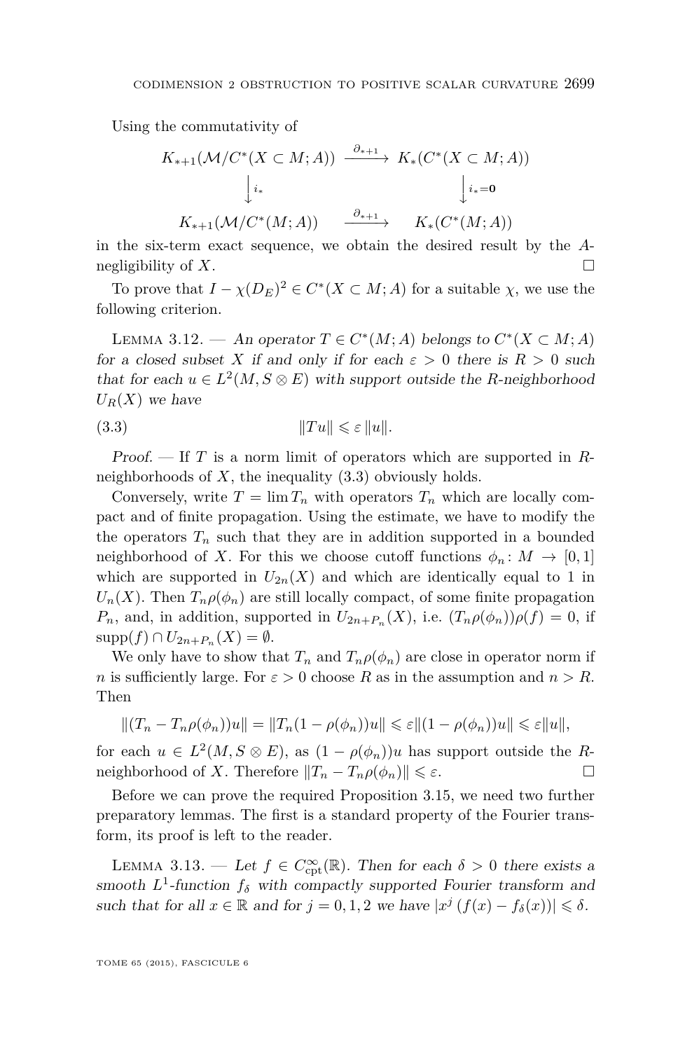Using the commutativity of

$$\begin{array}{ccc} K_{*+1}(\mathcal{M}/C^*(X\subset M;A)) & \xrightarrow{\partial_{*+1}} & K_*(C^*(X\subset M;A)) \\ \Big\downarrow i_* & & \Big\downarrow i_*=\mathbf{0} \\ K_{*+1}(\mathcal{M}/C^*(M;A)) & \xrightarrow{\partial_{*+1}} & K_*(C^*(M;A)) \end{array}$$

in the six-term exact sequence, we obtain the desired result by the $A$-negligibility of $X$. □

To prove that $I-\chi(D_E)^2 \in C^*(X\subset M;A)$ for a suitable $\chi$, we use the following criterion.

*Lemma 3.12. — An operator $T\in C^*(M;A)$ belongs to $C^*(X\subset M;A)$ for a closed subset $X$ if and only if for each $\varepsilon>0$ there is $R>0$ such that for each $u\in L^2(M,S\otimes E)$ with support outside the $R$-neighborhood $U_R(X)$ we have*

$$\|Tu\| \leqslant \varepsilon\,\|u\|. \tag{3.3}$$

*Proof.* — If $T$ is a norm limit of operators which are supported in $R$-neighborhoods of $X$, the inequality (3.3) obviously holds.

Conversely, write $T=\lim T_n$ with operators $T_n$ which are locally compact and of finite propagation. Using the estimate, we have to modify the the operators $T_n$ such that they are in addition supported in a bounded neighborhood of $X$. For this we choose cutoff functions $\phi_n\colon M\to[0,1]$ which are supported in $U_{2n}(X)$ and which are identically equal to 1 in $U_n(X)$. Then $T_n\rho(\phi_n)$ are still locally compact, of some finite propagation $P_n$, and, in addition, supported in $U_{2n+P_n}(X)$, i.e. $(T_n\rho(\phi_n))\rho(f)=0$, if $\operatorname{supp}(f)\cap U_{2n+P_n}(X)=\emptyset$.

We only have to show that $T_n$ and $T_n\rho(\phi_n)$ are close in operator norm if $n$ is sufficiently large. For $\varepsilon>0$ choose $R$ as in the assumption and $n>R$. Then

$$\|(T_n-T_n\rho(\phi_n))u\| = \|T_n(1-\rho(\phi_n))u\| \leqslant \varepsilon\|(1-\rho(\phi_n))u\| \leqslant \varepsilon\|u\|,$$

for each $u\in L^2(M,S\otimes E)$, as $(1-\rho(\phi_n))u$ has support outside the $R$-neighborhood of $X$. Therefore $\|T_n-T_n\rho(\phi_n)\|\leqslant\varepsilon$. □

Before we can prove the required Proposition 3.15, we need two further preparatory lemmas. The first is a standard property of the Fourier transform, its proof is left to the reader.

*Lemma 3.13. — Let $f\in C^\infty_{\mathrm{cpt}}(\mathbb{R})$. Then for each $\delta>0$ there exists a smooth $L^1$-function $f_\delta$ with compactly supported Fourier transform and such that for all $x\in\mathbb{R}$ and for $j=0,1,2$ we have $|x^j\,(f(x)-f_\delta(x))|\leqslant\delta$.*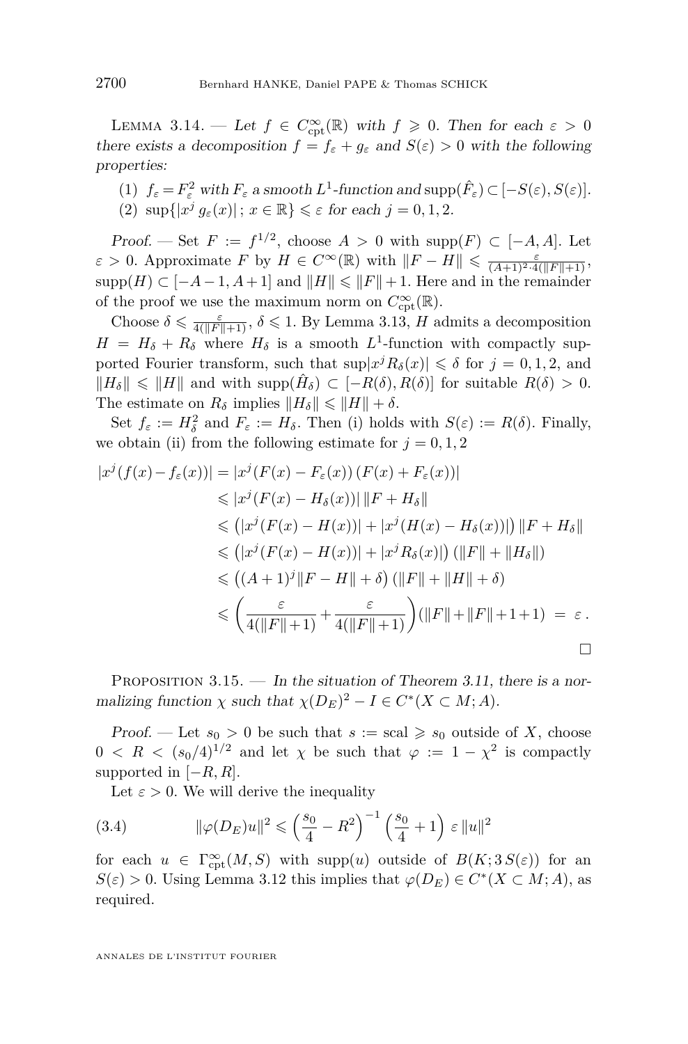Lemma 3.14. — *Let $f \in C^\infty_{\mathrm{cpt}}(\mathbb{R})$ with $f \geqslant 0$. Then for each $\varepsilon > 0$ there exists a decomposition $f = f_\varepsilon + g_\varepsilon$ and $S(\varepsilon) > 0$ with the following properties:*

(1) *$f_\varepsilon = F_\varepsilon^2$ with $F_\varepsilon$ a smooth $L^1$-function and $\mathrm{supp}(\hat{F}_\varepsilon) \subset [-S(\varepsilon), S(\varepsilon)]$.*
(2) *$\sup\{|x^j\, g_\varepsilon(x)|\, ;\, x \in \mathbb{R}\} \leqslant \varepsilon$ for each $j = 0, 1, 2$.*

*Proof.* — Set $F := f^{1/2}$, choose $A > 0$ with $\mathrm{supp}(F) \subset [-A, A]$. Let $\varepsilon > 0$. Approximate $F$ by $H \in C^\infty(\mathbb{R})$ with $\|F - H\| \leqslant \frac{\varepsilon}{(A+1)^2 \cdot 4(\|F\|+1)}$, $\mathrm{supp}(H) \subset [-A-1, A+1]$ and $\|H\| \leqslant \|F\| + 1$. Here and in the remainder of the proof we use the maximum norm on $C^\infty_{\mathrm{cpt}}(\mathbb{R})$.

Choose $\delta \leqslant \frac{\varepsilon}{4(\|F\|+1)}$, $\delta \leqslant 1$. By Lemma 3.13, $H$ admits a decomposition $H = H_\delta + R_\delta$ where $H_\delta$ is a smooth $L^1$-function with compactly supported Fourier transform, such that $\sup|x^j R_\delta(x)| \leqslant \delta$ for $j = 0, 1, 2$, and $\|H_\delta\| \leqslant \|H\|$ and with $\mathrm{supp}(\hat{H}_\delta) \subset [-R(\delta), R(\delta)]$ for suitable $R(\delta) > 0$. The estimate on $R_\delta$ implies $\|H_\delta\| \leqslant \|H\| + \delta$.

Set $f_\varepsilon := H_\delta^2$ and $F_\varepsilon := H_\delta$. Then (i) holds with $S(\varepsilon) := R(\delta)$. Finally, we obtain (ii) from the following estimate for $j = 0, 1, 2$

$$
\begin{aligned}
|x^j(f(x) - f_\varepsilon(x))| &= |x^j(F(x) - F_\varepsilon(x))\,(F(x) + F_\varepsilon(x))| \\
&\leqslant |x^j(F(x) - H_\delta(x))|\,\|F + H_\delta\| \\
&\leqslant \left(|x^j(F(x) - H(x))| + |x^j(H(x) - H_\delta(x))|\right)\|F + H_\delta\| \\
&\leqslant \left(|x^j(F(x) - H(x))| + |x^j R_\delta(x)|\right)(\|F\| + \|H_\delta\|) \\
&\leqslant \left((A+1)^j\|F - H\| + \delta\right)(\|F\| + \|H\| + \delta) \\
&\leqslant \left(\frac{\varepsilon}{4(\|F\|+1)} + \frac{\varepsilon}{4(\|F\|+1)}\right)(\|F\| + \|F\| + 1 + 1) \;=\; \varepsilon\,.
\end{aligned}
$$

□

Proposition 3.15. — *In the situation of Theorem 3.11, there is a normalizing function $\chi$ such that $\chi(D_E)^2 - I \in C^*(X \subset M; A)$.*

*Proof.* — Let $s_0 > 0$ be such that $s := \mathrm{scal} \geqslant s_0$ outside of $X$, choose $0 < R < (s_0/4)^{1/2}$ and let $\chi$ be such that $\varphi := 1 - \chi^2$ is compactly supported in $[-R, R]$.

Let $\varepsilon > 0$. We will derive the inequality

$$
\|\varphi(D_E)u\|^2 \leqslant \left(\frac{s_0}{4} - R^2\right)^{-1}\left(\frac{s_0}{4} + 1\right)\varepsilon\,\|u\|^2 \tag{3.4}
$$

for each $u \in \Gamma^\infty_{\mathrm{cpt}}(M, S)$ with $\mathrm{supp}(u)$ outside of $B(K; 3\,S(\varepsilon))$ for an $S(\varepsilon) > 0$. Using Lemma 3.12 this implies that $\varphi(D_E) \in C^*(X \subset M; A)$, as required.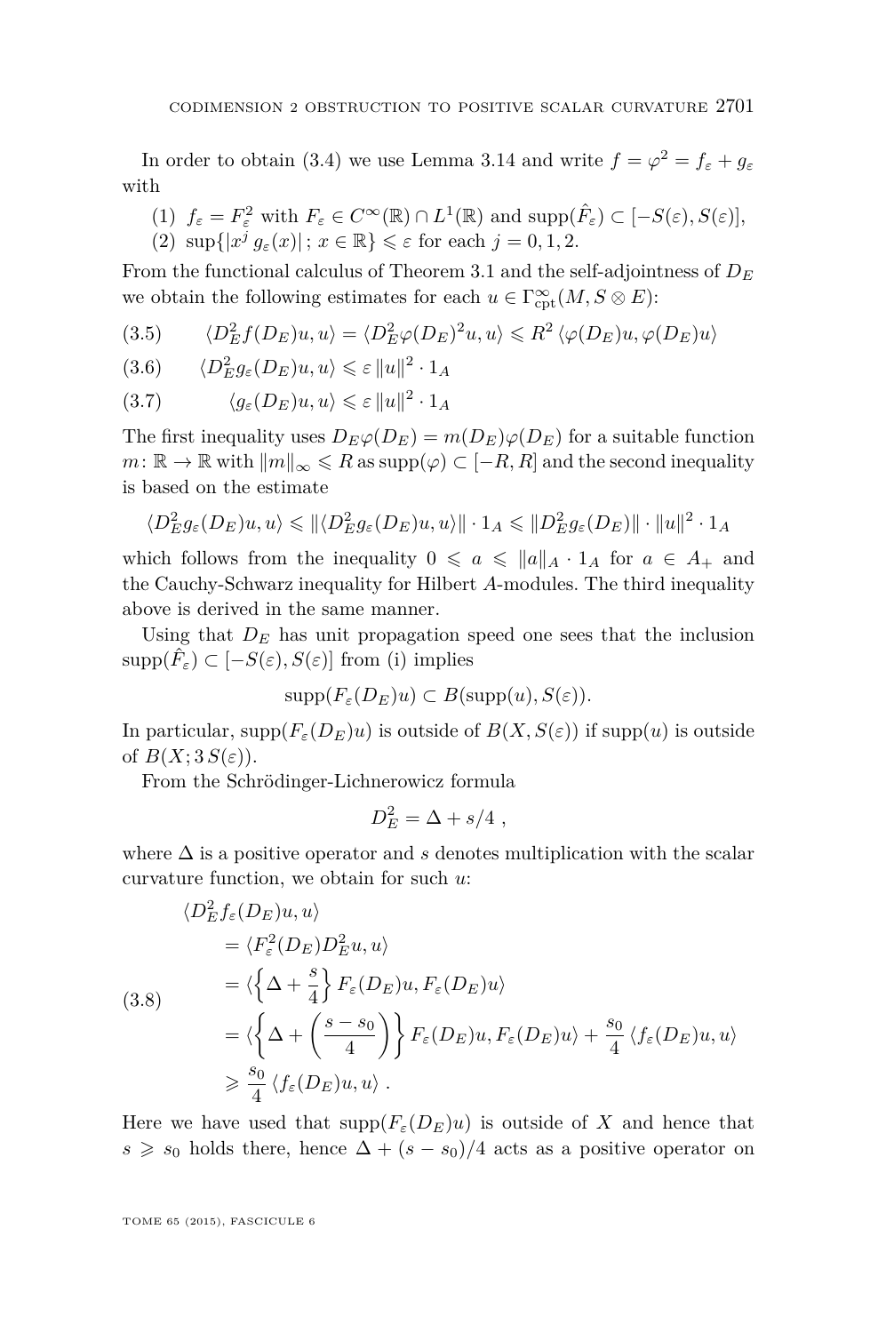In order to obtain (3.4) we use Lemma 3.14 and write $f = \varphi^2 = f_\varepsilon + g_\varepsilon$ with

(1) $f_\varepsilon = F_\varepsilon^2$ with $F_\varepsilon \in C^\infty(\mathbb{R}) \cap L^1(\mathbb{R})$ and $\operatorname{supp}(\hat{F}_\varepsilon) \subset [-S(\varepsilon), S(\varepsilon)]$,

(2) $\sup\{|x^j g_\varepsilon(x)| \,;\, x \in \mathbb{R}\} \leqslant \varepsilon$ for each $j = 0, 1, 2$.

From the functional calculus of Theorem 3.1 and the self-adjointness of $D_E$ we obtain the following estimates for each $u \in \Gamma^\infty_{\mathrm{cpt}}(M, S \otimes E)$:

$$\langle D_E^2 f(D_E)u, u\rangle = \langle D_E^2 \varphi(D_E)^2 u, u\rangle \leqslant R^2 \langle \varphi(D_E)u, \varphi(D_E)u\rangle \tag{3.5}$$

$$\langle D_E^2 g_\varepsilon(D_E)u, u\rangle \leqslant \varepsilon \|u\|^2 \cdot 1_A \tag{3.6}$$

$$\langle g_\varepsilon(D_E)u, u\rangle \leqslant \varepsilon \|u\|^2 \cdot 1_A \tag{3.7}$$

The first inequality uses $D_E \varphi(D_E) = m(D_E)\varphi(D_E)$ for a suitable function $m \colon \mathbb{R} \to \mathbb{R}$ with $\|m\|_\infty \leqslant R$ as $\operatorname{supp}(\varphi) \subset [-R, R]$ and the second inequality is based on the estimate

$$\langle D_E^2 g_\varepsilon(D_E)u, u\rangle \leqslant \|\langle D_E^2 g_\varepsilon(D_E)u, u\rangle\| \cdot 1_A \leqslant \|D_E^2 g_\varepsilon(D_E)\| \cdot \|u\|^2 \cdot 1_A$$

which follows from the inequality $0 \leqslant a \leqslant \|a\|_A \cdot 1_A$ for $a \in A_+$ and the Cauchy-Schwarz inequality for Hilbert $A$-modules. The third inequality above is derived in the same manner.

Using that $D_E$ has unit propagation speed one sees that the inclusion $\operatorname{supp}(\hat{F}_\varepsilon) \subset [-S(\varepsilon), S(\varepsilon)]$ from (i) implies

$$\operatorname{supp}(F_\varepsilon(D_E)u) \subset B(\operatorname{supp}(u), S(\varepsilon)).$$

In particular, $\operatorname{supp}(F_\varepsilon(D_E)u)$ is outside of $B(X, S(\varepsilon))$ if $\operatorname{supp}(u)$ is outside of $B(X; 3\,S(\varepsilon))$.

From the Schrödinger-Lichnerowicz formula

$$D_E^2 = \Delta + s/4 \ ,$$

where $\Delta$ is a positive operator and $s$ denotes multiplication with the scalar curvature function, we obtain for such $u$:

$$\begin{aligned}
&\langle D_E^2 f_\varepsilon(D_E)u, u\rangle \\
&\quad = \langle F_\varepsilon^2(D_E) D_E^2 u, u\rangle \\
&\quad = \langle \left\{ \Delta + \frac{s}{4} \right\} F_\varepsilon(D_E)u, F_\varepsilon(D_E)u\rangle \\
&\quad = \langle \left\{ \Delta + \left( \frac{s - s_0}{4} \right) \right\} F_\varepsilon(D_E)u, F_\varepsilon(D_E)u\rangle + \frac{s_0}{4} \langle f_\varepsilon(D_E)u, u\rangle \\
&\quad \geqslant \frac{s_0}{4} \langle f_\varepsilon(D_E)u, u\rangle \ .
\end{aligned} \tag{3.8}$$

Here we have used that $\operatorname{supp}(F_\varepsilon(D_E)u)$ is outside of $X$ and hence that $s \geqslant s_0$ holds there, hence $\Delta + (s - s_0)/4$ acts as a positive operator on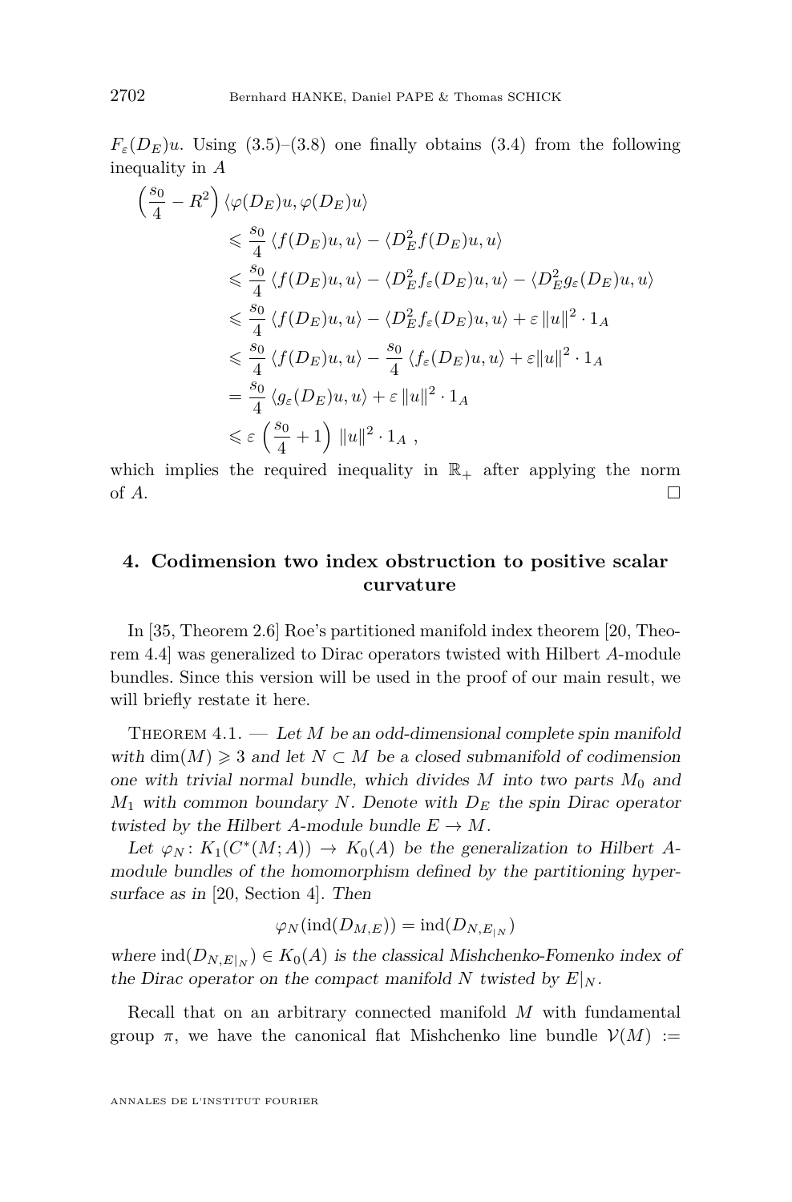$F_\varepsilon(D_E)u$. Using (3.5)–(3.8) one finally obtains (3.4) from the following inequality in $A$

$$
\begin{aligned}
\left(\frac{s_0}{4} - R^2\right) & \langle \varphi(D_E)u, \varphi(D_E)u\rangle \\
&\leqslant \frac{s_0}{4}\langle f(D_E)u,u\rangle - \langle D_E^2 f(D_E)u,u\rangle \\
&\leqslant \frac{s_0}{4}\langle f(D_E)u,u\rangle - \langle D_E^2 f_\varepsilon(D_E)u,u\rangle - \langle D_E^2 g_\varepsilon(D_E)u,u\rangle \\
&\leqslant \frac{s_0}{4}\langle f(D_E)u,u\rangle - \langle D_E^2 f_\varepsilon(D_E)u,u\rangle + \varepsilon\,\|u\|^2\cdot 1_A \\
&\leqslant \frac{s_0}{4}\langle f(D_E)u,u\rangle - \frac{s_0}{4}\langle f_\varepsilon(D_E)u,u\rangle + \varepsilon\|u\|^2\cdot 1_A \\
&= \frac{s_0}{4}\langle g_\varepsilon(D_E)u,u\rangle + \varepsilon\,\|u\|^2\cdot 1_A \\
&\leqslant \varepsilon\left(\frac{s_0}{4}+1\right)\|u\|^2\cdot 1_A\ ,
\end{aligned}
$$

which implies the required inequality in $\mathbb{R}_+$ after applying the norm of $A$. □

## 4. Codimension two index obstruction to positive scalar curvature

In [35, Theorem 2.6] Roe's partitioned manifold index theorem [20, Theorem 4.4] was generalized to Dirac operators twisted with Hilbert $A$-module bundles. Since this version will be used in the proof of our main result, we will briefly restate it here.

Theorem 4.1. — *Let $M$ be an odd-dimensional complete spin manifold with $\dim(M)\geqslant 3$ and let $N\subset M$ be a closed submanifold of codimension one with trivial normal bundle, which divides $M$ into two parts $M_0$ and $M_1$ with common boundary $N$. Denote with $D_E$ the spin Dirac operator twisted by the Hilbert $A$-module bundle $E\to M$.*

*Let $\varphi_N\colon K_1(C^*(M;A))\to K_0(A)$ be the generalization to Hilbert $A$-module bundles of the homomorphism defined by the partitioning hypersurface as in* [20, Section 4]. *Then*

$$\varphi_N(\mathrm{ind}(D_{M,E})) = \mathrm{ind}(D_{N,E_{|N}})$$

*where $\mathrm{ind}(D_{N,E_{|N}})\in K_0(A)$ is the classical Mishchenko-Fomenko index of the Dirac operator on the compact manifold $N$ twisted by $E|_N$.*

Recall that on an arbitrary connected manifold $M$ with fundamental group $\pi$, we have the canonical flat Mishchenko line bundle $\mathcal{V}(M) :=$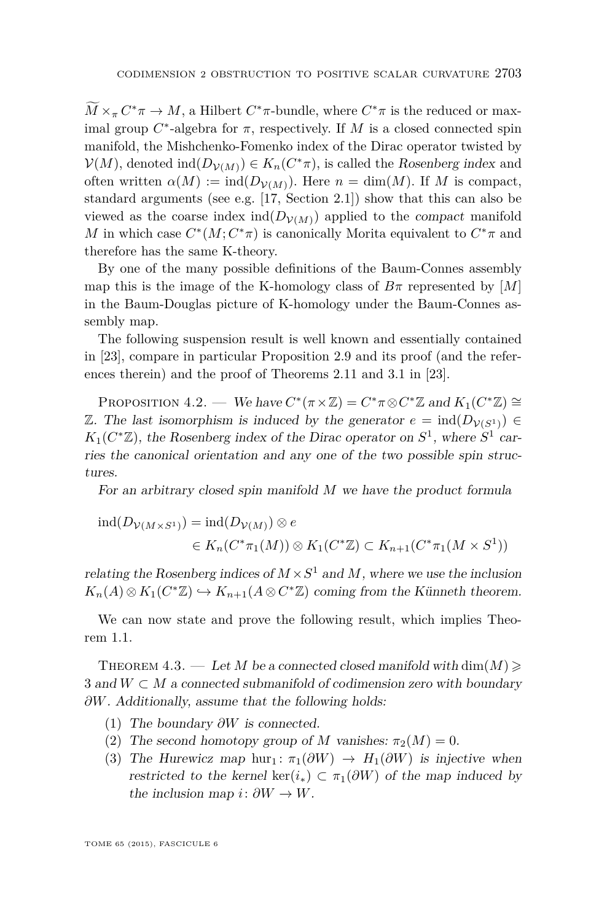$\widetilde{M} \times_\pi C^*\pi \to M$, a Hilbert $C^*\pi$-bundle, where $C^*\pi$ is the reduced or maximal group $C^*$-algebra for $\pi$, respectively. If $M$ is a closed connected spin manifold, the Mishchenko-Fomenko index of the Dirac operator twisted by $\mathcal{V}(M)$, denoted $\operatorname{ind}(D_{\mathcal{V}(M)}) \in K_n(C^*\pi)$, is called the *Rosenberg index* and often written $\alpha(M) := \operatorname{ind}(D_{\mathcal{V}(M)})$. Here $n = \dim(M)$. If $M$ is compact, standard arguments (see e.g. [17, Section 2.1]) show that this can also be viewed as the coarse index $\operatorname{ind}(D_{\mathcal{V}(M)})$ applied to the *compact* manifold $M$ in which case $C^*(M; C^*\pi)$ is canonically Morita equivalent to $C^*\pi$ and therefore has the same K-theory.

By one of the many possible definitions of the Baum-Connes assembly map this is the image of the K-homology class of $B\pi$ represented by $[M]$ in the Baum-Douglas picture of K-homology under the Baum-Connes assembly map.

The following suspension result is well known and essentially contained in [23], compare in particular Proposition 2.9 and its proof (and the references therein) and the proof of Theorems 2.11 and 3.1 in [23].

Proposition 4.2. — *We have $C^*(\pi \times \mathbb{Z}) = C^*\pi \otimes C^*\mathbb{Z}$ and $K_1(C^*\mathbb{Z}) \cong \mathbb{Z}$. The last isomorphism is induced by the generator $e = \operatorname{ind}(D_{\mathcal{V}(S^1)}) \in K_1(C^*\mathbb{Z})$, the Rosenberg index of the Dirac operator on $S^1$, where $S^1$ carries the canonical orientation and any one of the two possible spin structures.*

*For an arbitrary closed spin manifold $M$ we have the product formula*

$$\begin{aligned}\operatorname{ind}(D_{\mathcal{V}(M\times S^1)}) &= \operatorname{ind}(D_{\mathcal{V}(M)}) \otimes e \\ &\in K_n(C^*\pi_1(M)) \otimes K_1(C^*\mathbb{Z}) \subset K_{n+1}(C^*\pi_1(M \times S^1))\end{aligned}$$

*relating the Rosenberg indices of $M \times S^1$ and $M$, where we use the inclusion $K_n(A) \otimes K_1(C^*\mathbb{Z}) \hookrightarrow K_{n+1}(A \otimes C^*\mathbb{Z})$ coming from the Künneth theorem.*

We can now state and prove the following result, which implies Theorem 1.1.

Theorem 4.3. — *Let $M$ be a connected closed manifold with $\dim(M) \geqslant 3$ and $W \subset M$ a connected submanifold of codimension zero with boundary $\partial W$. Additionally, assume that the following holds:*

1. *The boundary $\partial W$ is connected.*
2. *The second homotopy group of $M$ vanishes: $\pi_2(M) = 0$.*
3. *The Hurewicz map $\operatorname{hur}_1 \colon \pi_1(\partial W) \to H_1(\partial W)$ is injective when restricted to the kernel $\ker(i_*) \subset \pi_1(\partial W)$ of the map induced by the inclusion map $i \colon \partial W \to W$.*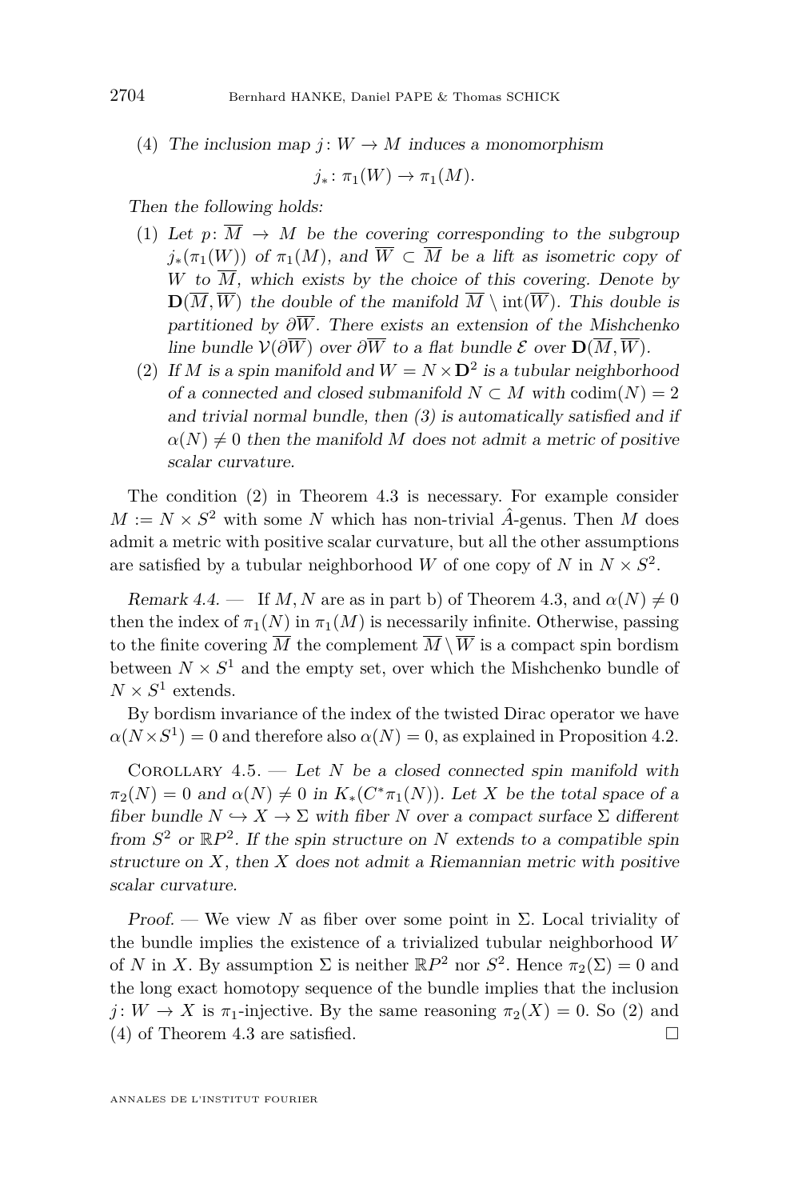(4) *The inclusion map $j\colon W \to M$ induces a monomorphism*

$$j_*\colon \pi_1(W) \to \pi_1(M).$$

*Then the following holds:*

(1) *Let $p\colon \overline{M} \to M$ be the covering corresponding to the subgroup $j_*(\pi_1(W))$ of $\pi_1(M)$, and $\overline{W} \subset \overline{M}$ be a lift as isometric copy of $W$ to $\overline{M}$, which exists by the choice of this covering. Denote by $\mathbf{D}(\overline{M}, \overline{W})$ the double of the manifold $\overline{M} \setminus \operatorname{int}(\overline{W})$. This double is partitioned by $\partial\overline{W}$. There exists an extension of the Mishchenko line bundle $\mathcal{V}(\partial\overline{W})$ over $\partial\overline{W}$ to a flat bundle $\mathcal{E}$ over $\mathbf{D}(\overline{M}, \overline{W})$.*

(2) *If $M$ is a spin manifold and $W = N \times \mathbf{D}^2$ is a tubular neighborhood of a connected and closed submanifold $N \subset M$ with $\operatorname{codim}(N) = 2$ and trivial normal bundle, then (3) is automatically satisfied and if $\alpha(N) \neq 0$ then the manifold $M$ does not admit a metric of positive scalar curvature.*

The condition (2) in Theorem 4.3 is necessary. For example consider $M := N \times S^2$ with some $N$ which has non-trivial $\hat{A}$-genus. Then $M$ does admit a metric with positive scalar curvature, but all the other assumptions are satisfied by a tubular neighborhood $W$ of one copy of $N$ in $N \times S^2$.

*Remark 4.4.* — If $M, N$ are as in part b) of Theorem 4.3, and $\alpha(N) \neq 0$ then the index of $\pi_1(N)$ in $\pi_1(M)$ is necessarily infinite. Otherwise, passing to the finite covering $\overline{M}$ the complement $\overline{M} \setminus \overline{W}$ is a compact spin bordism between $N \times S^1$ and the empty set, over which the Mishchenko bundle of $N \times S^1$ extends.

By bordism invariance of the index of the twisted Dirac operator we have $\alpha(N \times S^1) = 0$ and therefore also $\alpha(N) = 0$, as explained in Proposition 4.2.

Corollary 4.5. — *Let $N$ be a closed connected spin manifold with $\pi_2(N) = 0$ and $\alpha(N) \neq 0$ in $K_*(C^*\pi_1(N))$. Let $X$ be the total space of a fiber bundle $N \hookrightarrow X \to \Sigma$ with fiber $N$ over a compact surface $\Sigma$ different from $S^2$ or $\mathbb{R}P^2$. If the spin structure on $N$ extends to a compatible spin structure on $X$, then $X$ does not admit a Riemannian metric with positive scalar curvature.*

*Proof.* — We view $N$ as fiber over some point in $\Sigma$. Local triviality of the bundle implies the existence of a trivialized tubular neighborhood $W$ of $N$ in $X$. By assumption $\Sigma$ is neither $\mathbb{R}P^2$ nor $S^2$. Hence $\pi_2(\Sigma) = 0$ and the long exact homotopy sequence of the bundle implies that the inclusion $j\colon W \to X$ is $\pi_1$-injective. By the same reasoning $\pi_2(X) = 0$. So (2) and (4) of Theorem 4.3 are satisfied. □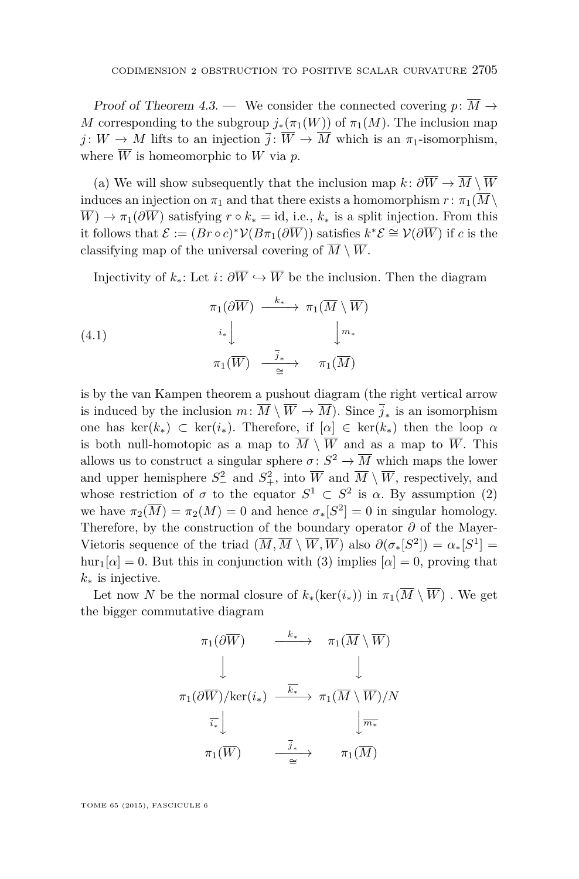*Proof of Theorem 4.3.* — We consider the connected covering $p\colon \overline{M} \to M$ corresponding to the subgroup $j_*(\pi_1(W))$ of $\pi_1(M)$. The inclusion map $j\colon W \to M$ lifts to an injection $\overline{j}\colon \overline{W} \to \overline{M}$ which is an $\pi_1$-isomorphism, where $\overline{W}$ is homeomorphic to $W$ via $p$.

(a) We will show subsequently that the inclusion map $k\colon \partial\overline{W} \to \overline{M} \setminus \overline{W}$ induces an injection on $\pi_1$ and that there exists a homomorphism $r\colon \pi_1(\overline{M} \setminus \overline{W}) \to \pi_1(\partial\overline{W})$ satisfying $r \circ k_* = \mathrm{id}$, i.e., $k_*$ is a split injection. From this it follows that $\mathcal{E} := (Br \circ c)^* \mathcal{V}(B\pi_1(\partial\overline{W}))$ satisfies $k^*\mathcal{E} \cong \mathcal{V}(\partial\overline{W})$ if $c$ is the classifying map of the universal covering of $\overline{M} \setminus \overline{W}$.

Injectivity of $k_*$: Let $i\colon \partial\overline{W} \hookrightarrow \overline{W}$ be the inclusion. Then the diagram

$$\begin{array}{ccc} \pi_1(\partial\overline{W}) & \xrightarrow{k_*} & \pi_1(\overline{M} \setminus \overline{W}) \\ {\scriptstyle i_*}\downarrow & & \downarrow{\scriptstyle m_*} \\ \pi_1(\overline{W}) & \xrightarrow[\cong]{\overline{j}_*} & \pi_1(\overline{M}) \end{array} \tag{4.1}$$

is by the van Kampen theorem a pushout diagram (the right vertical arrow is induced by the inclusion $m\colon \overline{M} \setminus \overline{W} \to \overline{M}$). Since $\overline{j}_*$ is an isomorphism one has $\ker(k_*) \subset \ker(i_*)$. Therefore, if $[\alpha] \in \ker(k_*)$ then the loop $\alpha$ is both null-homotopic as a map to $\overline{M} \setminus \overline{W}$ and as a map to $\overline{W}$. This allows us to construct a singular sphere $\sigma\colon S^2 \to \overline{M}$ which maps the lower and upper hemisphere $S^2_-$ and $S^2_+$, into $\overline{W}$ and $\overline{M} \setminus \overline{W}$, respectively, and whose restriction of $\sigma$ to the equator $S^1 \subset S^2$ is $\alpha$. By assumption (2) we have $\pi_2(\overline{M}) = \pi_2(M) = 0$ and hence $\sigma_*[S^2] = 0$ in singular homology. Therefore, by the construction of the boundary operator $\partial$ of the Mayer-Vietoris sequence of the triad $(\overline{M}, \overline{M} \setminus \overline{W}, \overline{W})$ also $\partial(\sigma_*[S^2]) = \alpha_*[S^1] = \mathrm{hur}_1[\alpha] = 0$. But this in conjunction with (3) implies $[\alpha] = 0$, proving that $k_*$ is injective.

Let now $N$ be the normal closure of $k_*(\ker(i_*))$ in $\pi_1(\overline{M} \setminus \overline{W})$ . We get the bigger commutative diagram

$$\begin{array}{ccc} \pi_1(\partial\overline{W}) & \xrightarrow{k_*} & \pi_1(\overline{M} \setminus \overline{W}) \\ \downarrow & & \downarrow \\ \pi_1(\partial\overline{W})/\ker(i_*) & \xrightarrow{\overline{k_*}} & \pi_1(\overline{M} \setminus \overline{W})/N \\ {\scriptstyle \overline{i_*}}\downarrow & & \downarrow{\scriptstyle \overline{m_*}} \\ \pi_1(\overline{W}) & \xrightarrow[\cong]{\overline{j}_*} & \pi_1(\overline{M}) \end{array}$$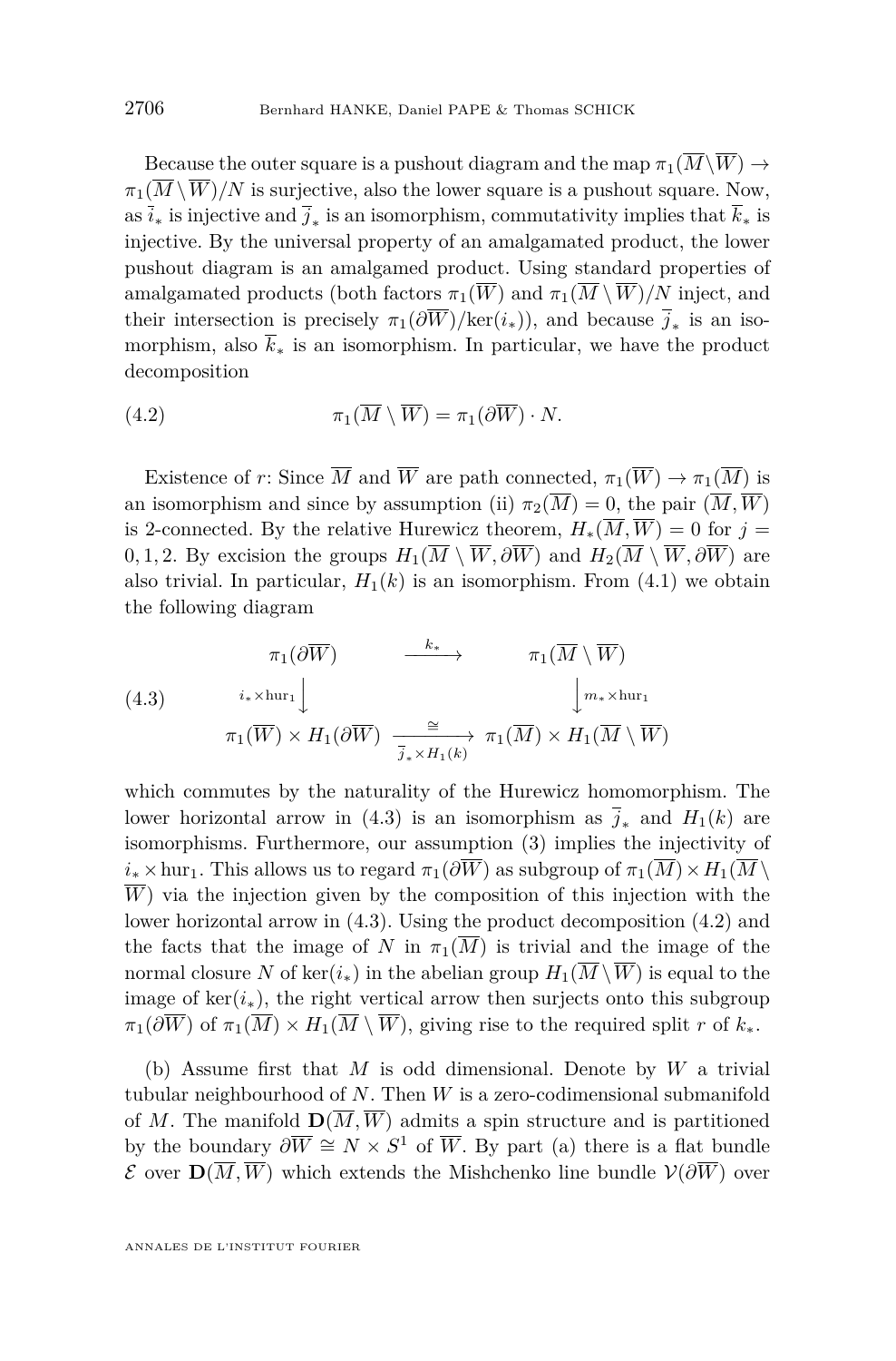Because the outer square is a pushout diagram and the map $\pi_1(\overline{M}\setminus\overline{W}) \to \pi_1(\overline{M}\setminus\overline{W})/N$ is surjective, also the lower square is a pushout square. Now, as $\overline{i}_*$ is injective and $\overline{j}_*$ is an isomorphism, commutativity implies that $\overline{k}_*$ is injective. By the universal property of an amalgamated product, the lower pushout diagram is an amalgamed product. Using standard properties of amalgamated products (both factors $\pi_1(\overline{W})$ and $\pi_1(\overline{M}\setminus\overline{W})/N$ inject, and their intersection is precisely $\pi_1(\partial\overline{W})/\ker(i_*)$), and because $\overline{j}_*$ is an isomorphism, also $\overline{k}_*$ is an isomorphism. In particular, we have the product decomposition

$$\pi_1(\overline{M}\setminus\overline{W}) = \pi_1(\partial\overline{W})\cdot N. \tag{4.2}$$

Existence of $r$: Since $\overline{M}$ and $\overline{W}$ are path connected, $\pi_1(\overline{W}) \to \pi_1(\overline{M})$ is an isomorphism and since by assumption (ii) $\pi_2(\overline{M}) = 0$, the pair $(\overline{M}, \overline{W})$ is 2-connected. By the relative Hurewicz theorem, $H_*(\overline{M}, \overline{W}) = 0$ for $j = 0, 1, 2$. By excision the groups $H_1(\overline{M}\setminus\overline{W}, \partial\overline{W})$ and $H_2(\overline{M}\setminus\overline{W}, \partial\overline{W})$ are also trivial. In particular, $H_1(k)$ is an isomorphism. From (4.1) we obtain the following diagram

$$\begin{array}{ccc}
\pi_1(\partial\overline{W}) & \xrightarrow{k_*} & \pi_1(\overline{M}\setminus\overline{W}) \\
{\scriptstyle i_*\times \mathrm{hur}_1}\big\downarrow & & \big\downarrow{\scriptstyle m_*\times \mathrm{hur}_1} \\
\pi_1(\overline{W})\times H_1(\partial\overline{W}) & \underset{\overline{j}_*\times H_1(k)}{\xrightarrow{\cong}} & \pi_1(\overline{M})\times H_1(\overline{M}\setminus\overline{W})
\end{array} \tag{4.3}$$

which commutes by the naturality of the Hurewicz homomorphism. The lower horizontal arrow in (4.3) is an isomorphism as $\overline{j}_*$ and $H_1(k)$ are isomorphisms. Furthermore, our assumption (3) implies the injectivity of $i_*\times\mathrm{hur}_1$. This allows us to regard $\pi_1(\partial\overline{W})$ as subgroup of $\pi_1(\overline{M})\times H_1(\overline{M}\setminus\overline{W})$ via the injection given by the composition of this injection with the lower horizontal arrow in (4.3). Using the product decomposition (4.2) and the facts that the image of $N$ in $\pi_1(\overline{M})$ is trivial and the image of the normal closure $N$ of $\ker(i_*)$ in the abelian group $H_1(\overline{M}\setminus\overline{W})$ is equal to the image of $\ker(i_*)$, the right vertical arrow then surjects onto this subgroup $\pi_1(\partial\overline{W})$ of $\pi_1(\overline{M})\times H_1(\overline{M}\setminus\overline{W})$, giving rise to the required split $r$ of $k_*$.

(b) Assume first that $M$ is odd dimensional. Denote by $W$ a trivial tubular neighbourhood of $N$. Then $W$ is a zero-codimensional submanifold of $M$. The manifold $\mathbf{D}(\overline{M}, \overline{W})$ admits a spin structure and is partitioned by the boundary $\partial\overline{W} \cong N\times S^1$ of $\overline{W}$. By part (a) there is a flat bundle $\mathcal{E}$ over $\mathbf{D}(\overline{M}, \overline{W})$ which extends the Mishchenko line bundle $\mathcal{V}(\partial\overline{W})$ over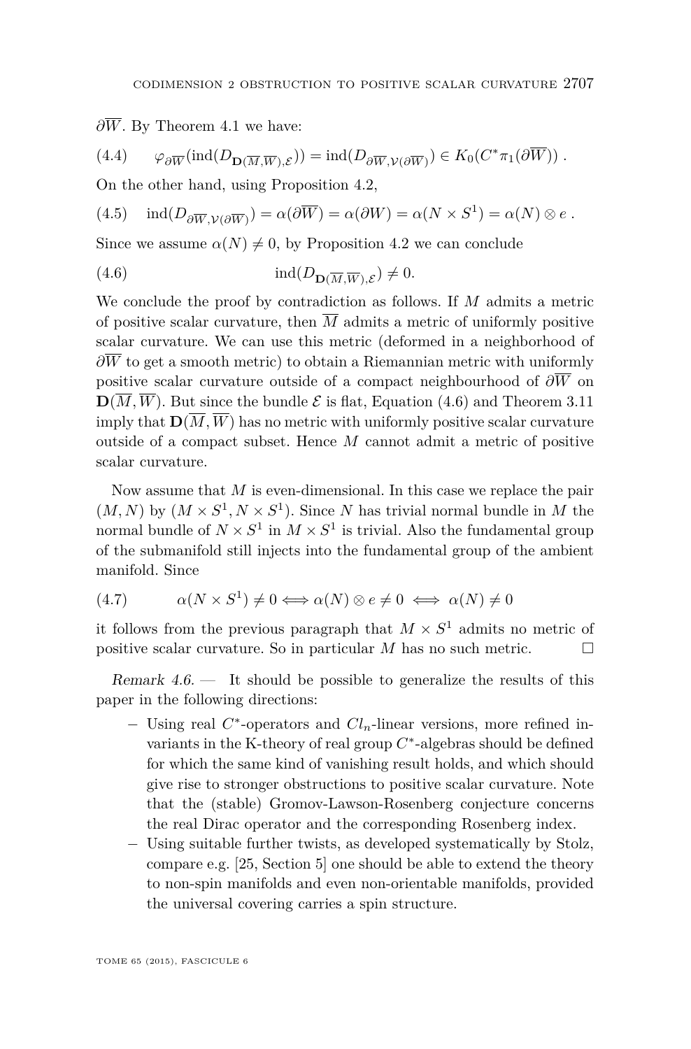$\partial\overline{W}$. By Theorem 4.1 we have:

$$\varphi_{\partial\overline{W}}(\operatorname{ind}(D_{\mathbf{D}(\overline{M},\overline{W}),\mathcal{E}})) = \operatorname{ind}(D_{\partial\overline{W},\mathcal{V}(\partial\overline{W})}) \in K_0(C^*\pi_1(\partial\overline{W})) \; . \tag{4.4}$$

On the other hand, using Proposition 4.2,

$$\operatorname{ind}(D_{\partial\overline{W},\mathcal{V}(\partial\overline{W})}) = \alpha(\partial\overline{W}) = \alpha(\partial W) = \alpha(N \times S^1) = \alpha(N) \otimes e \; . \tag{4.5}$$

Since we assume $\alpha(N) \neq 0$, by Proposition 4.2 we can conclude

$$\operatorname{ind}(D_{\mathbf{D}(\overline{M},\overline{W}),\mathcal{E}}) \neq 0. \tag{4.6}$$

We conclude the proof by contradiction as follows. If $M$ admits a metric of positive scalar curvature, then $\overline{M}$ admits a metric of uniformly positive scalar curvature. We can use this metric (deformed in a neighborhood of $\partial\overline{W}$ to get a smooth metric) to obtain a Riemannian metric with uniformly positive scalar curvature outside of a compact neighbourhood of $\partial\overline{W}$ on $\mathbf{D}(\overline{M},\overline{W})$. But since the bundle $\mathcal{E}$ is flat, Equation (4.6) and Theorem 3.11 imply that $\mathbf{D}(\overline{M},\overline{W})$ has no metric with uniformly positive scalar curvature outside of a compact subset. Hence $M$ cannot admit a metric of positive scalar curvature.

Now assume that $M$ is even-dimensional. In this case we replace the pair $(M,N)$ by $(M \times S^1, N \times S^1)$. Since $N$ has trivial normal bundle in $M$ the normal bundle of $N \times S^1$ in $M \times S^1$ is trivial. Also the fundamental group of the submanifold still injects into the fundamental group of the ambient manifold. Since

$$\alpha(N \times S^1) \neq 0 \Longleftrightarrow \alpha(N) \otimes e \neq 0 \iff \alpha(N) \neq 0 \tag{4.7}$$

it follows from the previous paragraph that $M \times S^1$ admits no metric of positive scalar curvature. So in particular $M$ has no such metric. $\square$

*Remark 4.6.* — It should be possible to generalize the results of this paper in the following directions:

- Using real $C^*$-operators and $Cl_n$-linear versions, more refined invariants in the K-theory of real group $C^*$-algebras should be defined for which the same kind of vanishing result holds, and which should give rise to stronger obstructions to positive scalar curvature. Note that the (stable) Gromov-Lawson-Rosenberg conjecture concerns the real Dirac operator and the corresponding Rosenberg index.
- Using suitable further twists, as developed systematically by Stolz, compare e.g. [25, Section 5] one should be able to extend the theory to non-spin manifolds and even non-orientable manifolds, provided the universal covering carries a spin structure.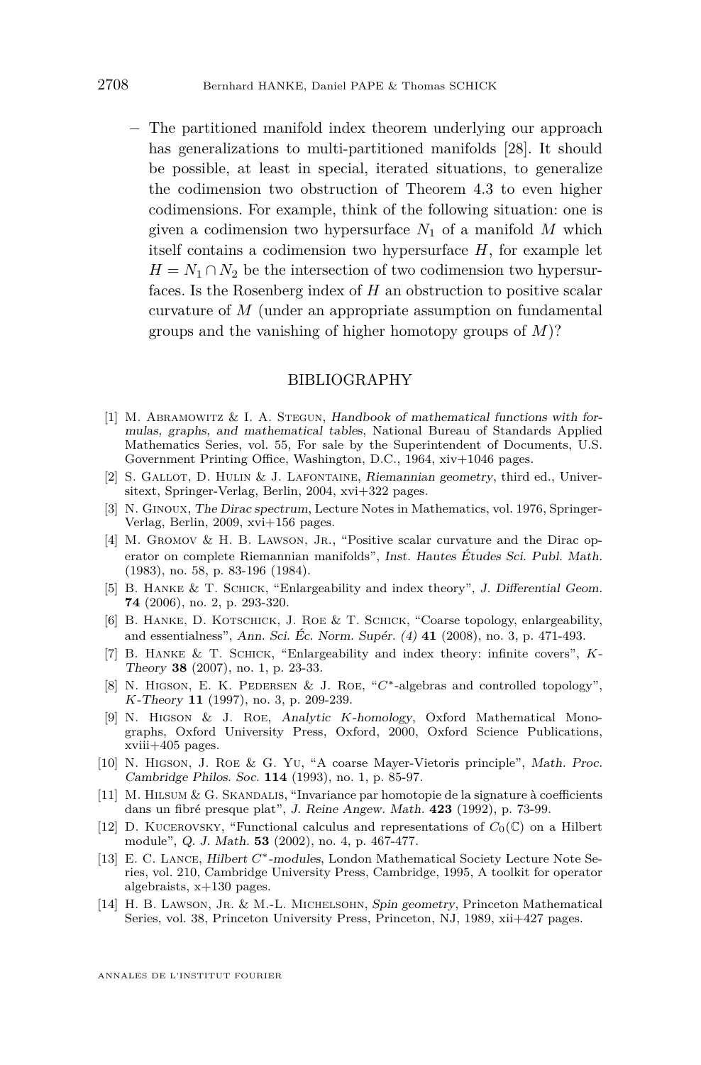– The partitioned manifold index theorem underlying our approach has generalizations to multi-partitioned manifolds [28]. It should be possible, at least in special, iterated situations, to generalize the codimension two obstruction of Theorem 4.3 to even higher codimensions. For example, think of the following situation: one is given a codimension two hypersurface $N_1$ of a manifold $M$ which itself contains a codimension two hypersurface $H$, for example let $H = N_1 \cap N_2$ be the intersection of two codimension two hypersurfaces. Is the Rosenberg index of $H$ an obstruction to positive scalar curvature of $M$ (under an appropriate assumption on fundamental groups and the vanishing of higher homotopy groups of $M$)?

## BIBLIOGRAPHY

[1] M. Abramowitz & I. A. Stegun, *Handbook of mathematical functions with formulas, graphs, and mathematical tables*, National Bureau of Standards Applied Mathematics Series, vol. 55, For sale by the Superintendent of Documents, U.S. Government Printing Office, Washington, D.C., 1964, xiv+1046 pages.

[2] S. Gallot, D. Hulin & J. Lafontaine, *Riemannian geometry*, third ed., Universitext, Springer-Verlag, Berlin, 2004, xvi+322 pages.

[3] N. Ginoux, *The Dirac spectrum*, Lecture Notes in Mathematics, vol. 1976, Springer-Verlag, Berlin, 2009, xvi+156 pages.

[4] M. Gromov & H. B. Lawson, Jr., "Positive scalar curvature and the Dirac operator on complete Riemannian manifolds", *Inst. Hautes Études Sci. Publ. Math.* (1983), no. 58, p. 83-196 (1984).

[5] B. Hanke & T. Schick, "Enlargeability and index theory", *J. Differential Geom.* **74** (2006), no. 2, p. 293-320.

[6] B. Hanke, D. Kotschick, J. Roe & T. Schick, "Coarse topology, enlargeability, and essentialness", *Ann. Sci. Éc. Norm. Supér. (4)* **41** (2008), no. 3, p. 471-493.

[7] B. Hanke & T. Schick, "Enlargeability and index theory: infinite covers", *K-Theory* **38** (2007), no. 1, p. 23-33.

[8] N. Higson, E. K. Pedersen & J. Roe, "$C^*$-algebras and controlled topology", *K-Theory* **11** (1997), no. 3, p. 209-239.

[9] N. Higson & J. Roe, *Analytic K-homology*, Oxford Mathematical Monographs, Oxford University Press, Oxford, 2000, Oxford Science Publications, xviii+405 pages.

[10] N. Higson, J. Roe & G. Yu, "A coarse Mayer-Vietoris principle", *Math. Proc. Cambridge Philos. Soc.* **114** (1993), no. 1, p. 85-97.

[11] M. Hilsum & G. Skandalis, "Invariance par homotopie de la signature à coefficients dans un fibré presque plat", *J. Reine Angew. Math.* **423** (1992), p. 73-99.

[12] D. Kucerovsky, "Functional calculus and representations of $C_0(\mathbb{C})$ on a Hilbert module", *Q. J. Math.* **53** (2002), no. 4, p. 467-477.

[13] E. C. Lance, *Hilbert $C^*$-modules*, London Mathematical Society Lecture Note Series, vol. 210, Cambridge University Press, Cambridge, 1995, A toolkit for operator algebraists, x+130 pages.

[14] H. B. Lawson, Jr. & M.-L. Michelsohn, *Spin geometry*, Princeton Mathematical Series, vol. 38, Princeton University Press, Princeton, NJ, 1989, xii+427 pages.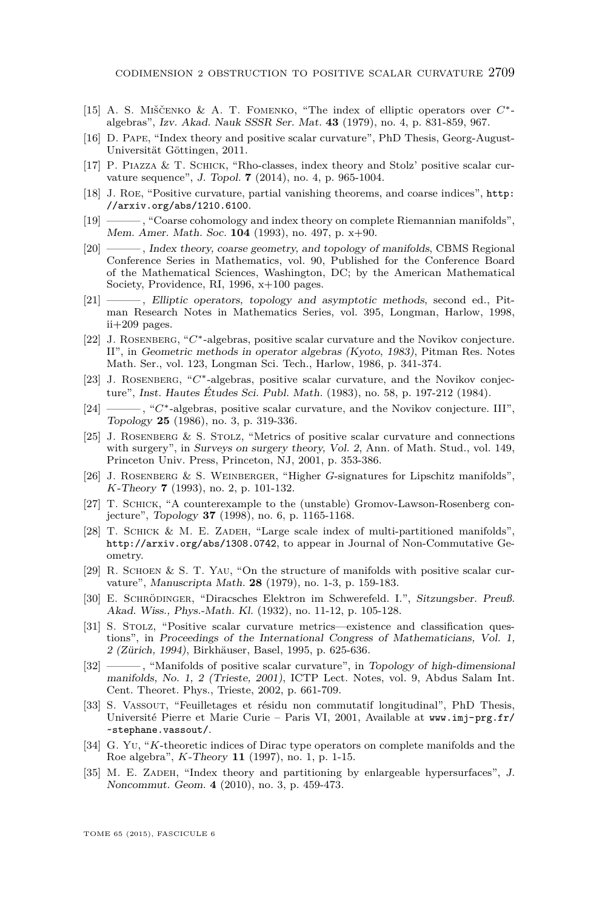[15] A. S. Miščenko & A. T. Fomenko, "The index of elliptic operators over $C^*$-algebras", *Izv. Akad. Nauk SSSR Ser. Mat.* **43** (1979), no. 4, p. 831-859, 967.

[16] D. Pape, "Index theory and positive scalar curvature", PhD Thesis, Georg-August-Universität Göttingen, 2011.

[17] P. Piazza & T. Schick, "Rho-classes, index theory and Stolz' positive scalar curvature sequence", *J. Topol.* **7** (2014), no. 4, p. 965-1004.

[18] J. Roe, "Positive curvature, partial vanishing theorems, and coarse indices", `http://arxiv.org/abs/1210.6100`.

[19] ———, "Coarse cohomology and index theory on complete Riemannian manifolds", *Mem. Amer. Math. Soc.* **104** (1993), no. 497, p. x+90.

[20] ———, *Index theory, coarse geometry, and topology of manifolds*, CBMS Regional Conference Series in Mathematics, vol. 90, Published for the Conference Board of the Mathematical Sciences, Washington, DC; by the American Mathematical Society, Providence, RI, 1996, x+100 pages.

[21] ———, *Elliptic operators, topology and asymptotic methods*, second ed., Pitman Research Notes in Mathematics Series, vol. 395, Longman, Harlow, 1998, ii+209 pages.

[22] J. Rosenberg, "$C^*$-algebras, positive scalar curvature and the Novikov conjecture. II", in *Geometric methods in operator algebras (Kyoto, 1983)*, Pitman Res. Notes Math. Ser., vol. 123, Longman Sci. Tech., Harlow, 1986, p. 341-374.

[23] J. Rosenberg, "$C^*$-algebras, positive scalar curvature, and the Novikov conjecture", *Inst. Hautes Études Sci. Publ. Math.* (1983), no. 58, p. 197-212 (1984).

[24] ———, "$C^*$-algebras, positive scalar curvature, and the Novikov conjecture. III", *Topology* **25** (1986), no. 3, p. 319-336.

[25] J. Rosenberg & S. Stolz, "Metrics of positive scalar curvature and connections with surgery", in *Surveys on surgery theory, Vol. 2*, Ann. of Math. Stud., vol. 149, Princeton Univ. Press, Princeton, NJ, 2001, p. 353-386.

[26] J. Rosenberg & S. Weinberger, "Higher $G$-signatures for Lipschitz manifolds", *K-Theory* **7** (1993), no. 2, p. 101-132.

[27] T. Schick, "A counterexample to the (unstable) Gromov-Lawson-Rosenberg conjecture", *Topology* **37** (1998), no. 6, p. 1165-1168.

[28] T. Schick & M. E. Zadeh, "Large scale index of multi-partitioned manifolds", `http://arxiv.org/abs/1308.0742`, to appear in Journal of Non-Commutative Geometry.

[29] R. Schoen & S. T. Yau, "On the structure of manifolds with positive scalar curvature", *Manuscripta Math.* **28** (1979), no. 1-3, p. 159-183.

[30] E. Schrödinger, "Diracsches Elektron im Schwerefeld. I.", *Sitzungsber. Preuß. Akad. Wiss., Phys.-Math. Kl.* (1932), no. 11-12, p. 105-128.

[31] S. Stolz, "Positive scalar curvature metrics—existence and classification questions", in *Proceedings of the International Congress of Mathematicians, Vol. 1, 2 (Zürich, 1994)*, Birkhäuser, Basel, 1995, p. 625-636.

[32] ———, "Manifolds of positive scalar curvature", in *Topology of high-dimensional manifolds, No. 1, 2 (Trieste, 2001)*, ICTP Lect. Notes, vol. 9, Abdus Salam Int. Cent. Theoret. Phys., Trieste, 2002, p. 661-709.

[33] S. Vassout, "Feuilletages et résidu non commutatif longitudinal", PhD Thesis, Université Pierre et Marie Curie – Paris VI, 2001, Available at `www.imj-prg.fr/~stephane.vassout/`.

[34] G. Yu, "$K$-theoretic indices of Dirac type operators on complete manifolds and the Roe algebra", *K-Theory* **11** (1997), no. 1, p. 1-15.

[35] M. E. Zadeh, "Index theory and partitioning by enlargeable hypersurfaces", *J. Noncommut. Geom.* **4** (2010), no. 3, p. 459-473.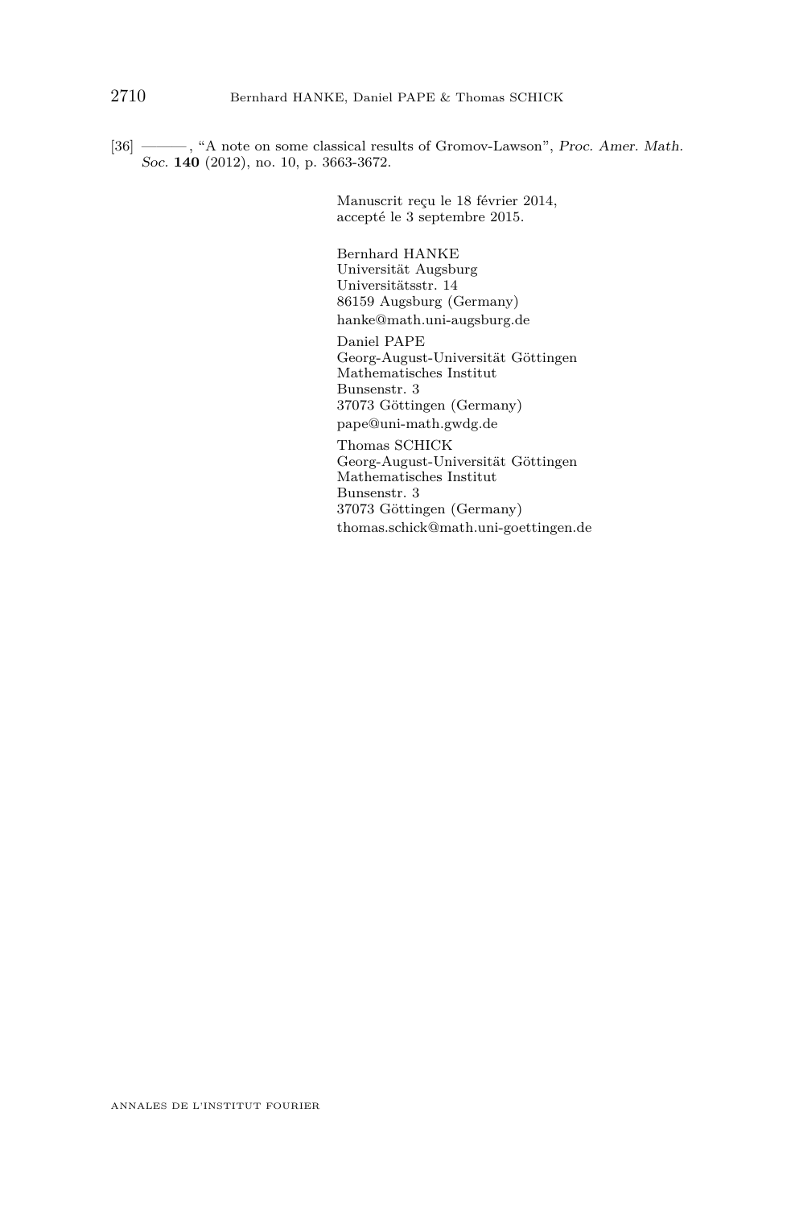[36] ———, "A note on some classical results of Gromov-Lawson", *Proc. Amer. Math. Soc.* **140** (2012), no. 10, p. 3663-3672.

Manuscrit reçu le 18 février 2014,
accepté le 3 septembre 2015.

Bernhard HANKE
Universität Augsburg
Universitätsstr. 14
86159 Augsburg (Germany)
hanke@math.uni-augsburg.de

Daniel PAPE
Georg-August-Universität Göttingen
Mathematisches Institut
Bunsenstr. 3
37073 Göttingen (Germany)
pape@uni-math.gwdg.de

Thomas SCHICK
Georg-August-Universität Göttingen
Mathematisches Institut
Bunsenstr. 3
37073 Göttingen (Germany)
thomas.schick@math.uni-goettingen.de